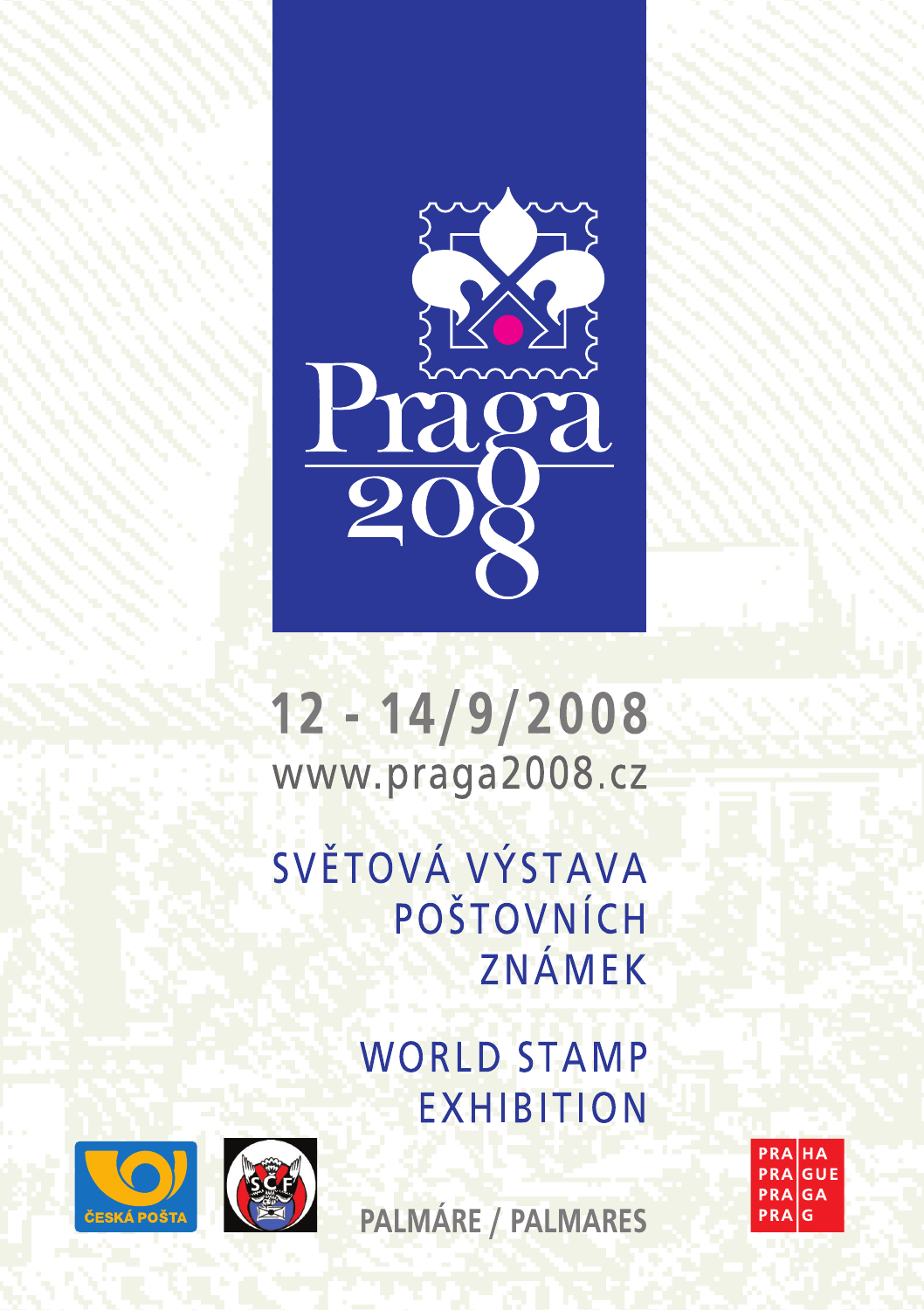# Praga 2008

**12 - 14/9/2008**

www.praga2008.cz

SVĚTOVÁ VÝSTAVA POŠTOVNÍCH ZNÁMEK

WORLD STAMP EXHIBITION

ČESKÁ POŠTA

**PALMÁRE / PALMARES**

PRAHA PRAGUE PRAGA PRAG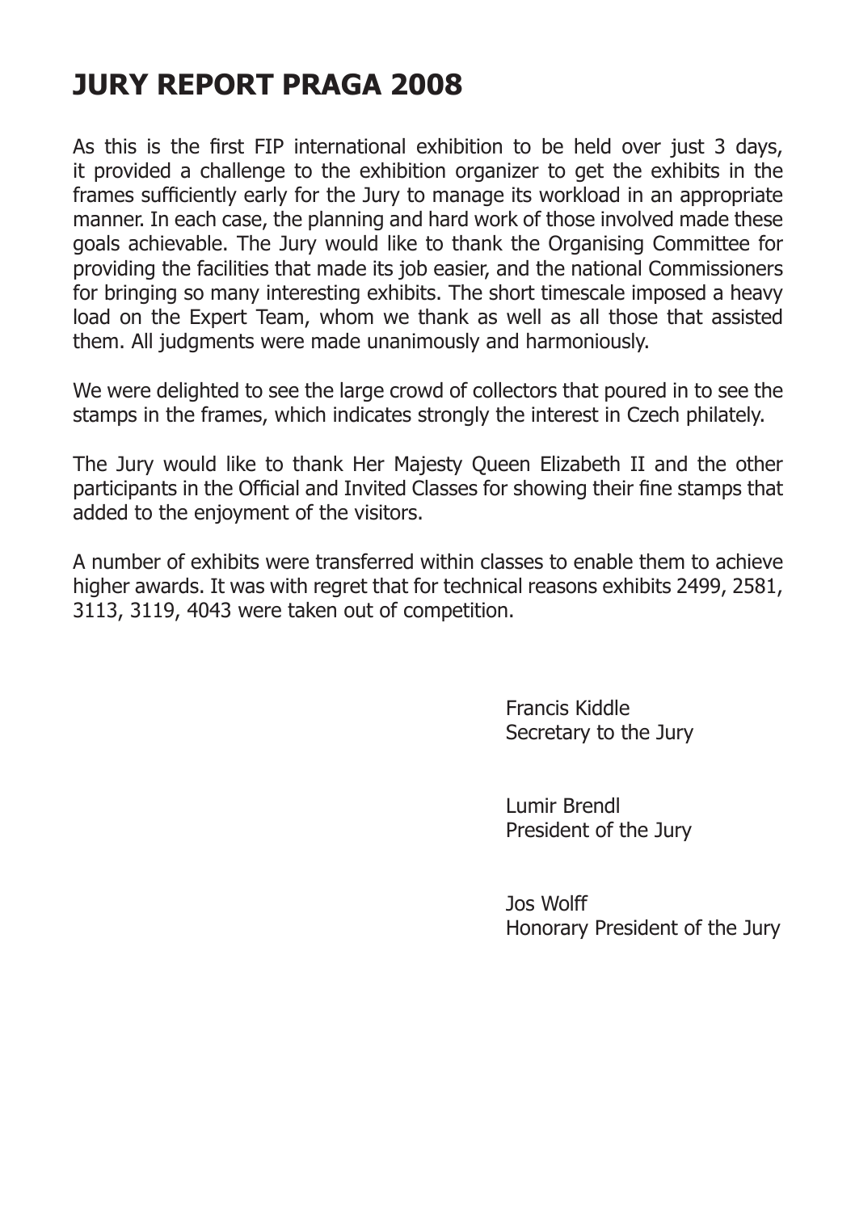# JURY REPORT PRAGA 2008

As this is the first FIP international exhibition to be held over just 3 days, it provided a challenge to the exhibition organizer to get the exhibits in the frames sufficiently early for the Jury to manage its workload in an appropriate manner. In each case, the planning and hard work of those involved made these goals achievable. The Jury would like to thank the Organising Committee for providing the facilities that made its job easier, and the national Commissioners for bringing so many interesting exhibits. The short timescale imposed a heavy load on the Expert Team, whom we thank as well as all those that assisted them. All judgments were made unanimously and harmoniously.

We were delighted to see the large crowd of collectors that poured in to see the stamps in the frames, which indicates strongly the interest in Czech philately.

The Jury would like to thank Her Majesty Queen Elizabeth II and the other participants in the Official and Invited Classes for showing their fine stamps that added to the enjoyment of the visitors.

A number of exhibits were transferred within classes to enable them to achieve higher awards. It was with regret that for technical reasons exhibits 2499, 2581, 3113, 3119, 4043 were taken out of competition.

Francis Kiddle
Secretary to the Jury

Lumir Brendl
President of the Jury

Jos Wolff
Honorary President of the Jury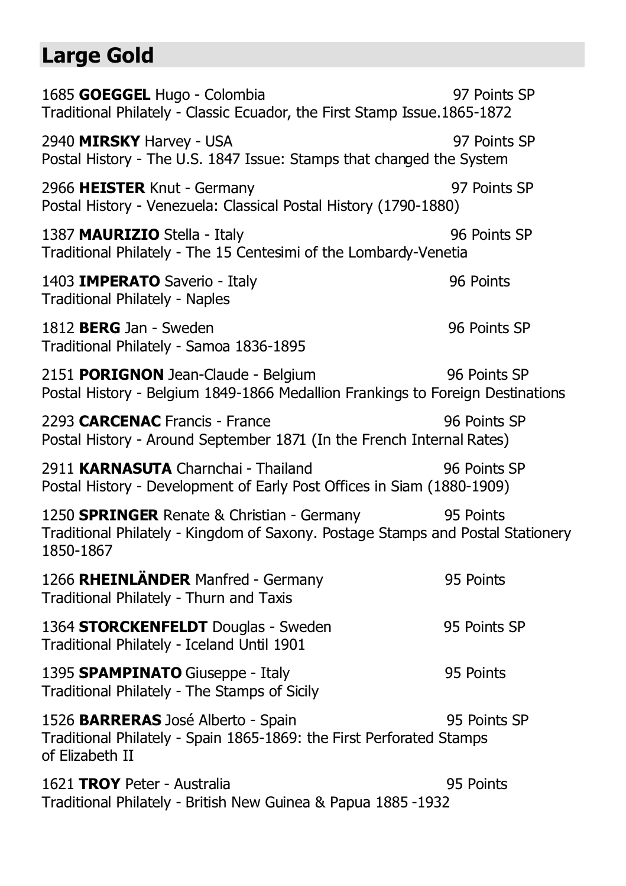## Large Gold

1685 **GOEGGEL** Hugo - Colombia 97 Points SP
Traditional Philately - Classic Ecuador, the First Stamp Issue.1865-1872

2940 **MIRSKY** Harvey - USA 97 Points SP
Postal History - The U.S. 1847 Issue: Stamps that changed the System

2966 **HEISTER** Knut - Germany 97 Points SP
Postal History - Venezuela: Classical Postal History (1790-1880)

1387 **MAURIZIO** Stella - Italy 96 Points SP
Traditional Philately - The 15 Centesimi of the Lombardy-Venetia

1403 **IMPERATO** Saverio - Italy 96 Points
Traditional Philately - Naples

1812 **BERG** Jan - Sweden 96 Points SP
Traditional Philately - Samoa 1836-1895

2151 **PORIGNON** Jean-Claude - Belgium 96 Points SP
Postal History - Belgium 1849-1866 Medallion Frankings to Foreign Destinations

2293 **CARCENAC** Francis - France 96 Points SP
Postal History - Around September 1871 (In the French Internal Rates)

2911 **KARNASUTA** Charnchai - Thailand 96 Points SP
Postal History - Development of Early Post Offices in Siam (1880-1909)

1250 **SPRINGER** Renate & Christian - Germany 95 Points
Traditional Philately - Kingdom of Saxony. Postage Stamps and Postal Stationery 1850-1867

1266 **RHEINLÄNDER** Manfred - Germany 95 Points
Traditional Philately - Thurn and Taxis

1364 **STORCKENFELDT** Douglas - Sweden 95 Points SP
Traditional Philately - Iceland Until 1901

1395 **SPAMPINATO** Giuseppe - Italy 95 Points
Traditional Philately - The Stamps of Sicily

1526 **BARRERAS** José Alberto - Spain 95 Points SP
Traditional Philately - Spain 1865-1869: the First Perforated Stamps of Elizabeth II

1621 **TROY** Peter - Australia 95 Points
Traditional Philately - British New Guinea & Papua 1885 -1932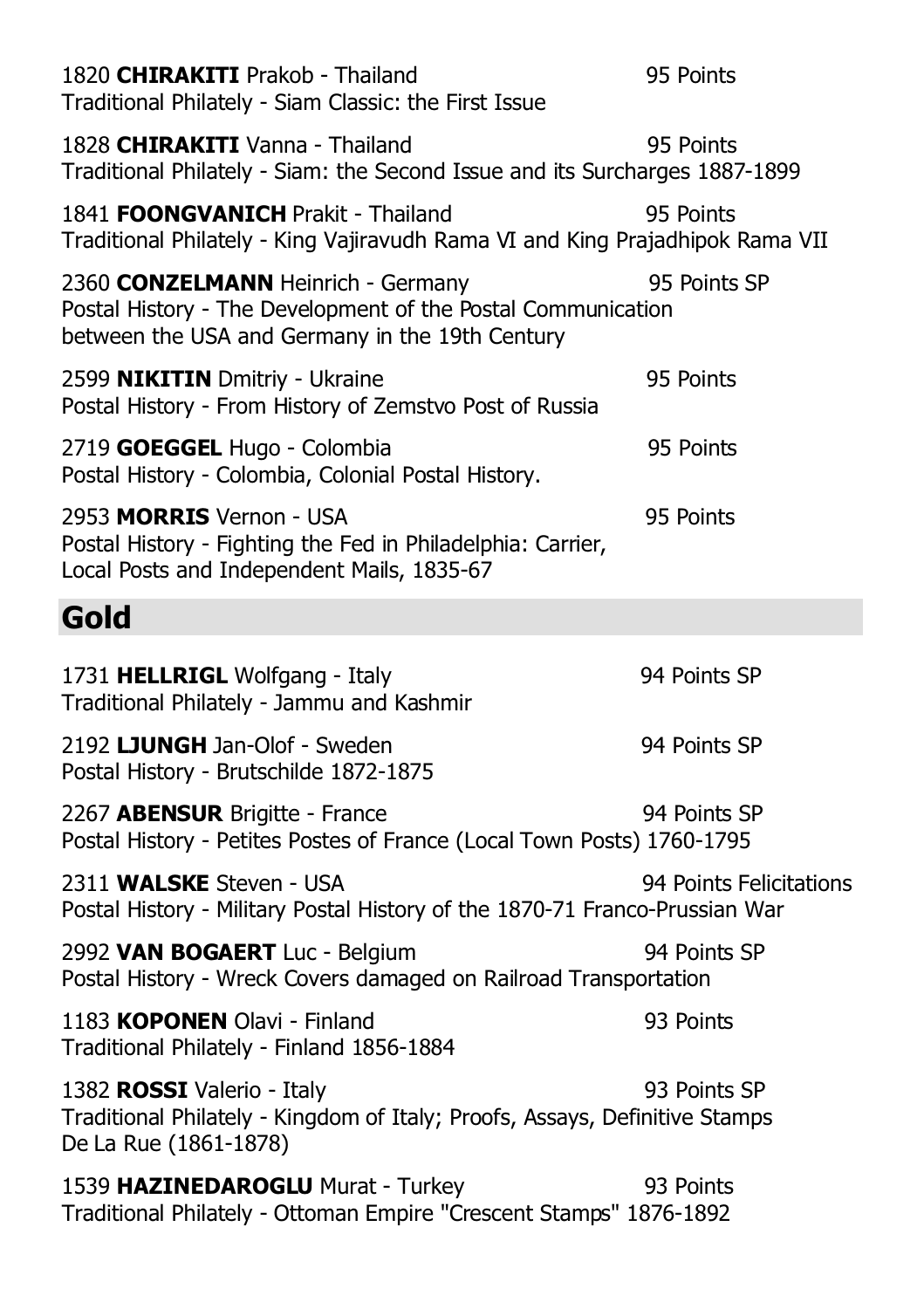1820 **CHIRAKITI** Prakob - Thailand 95 Points
Traditional Philately - Siam Classic: the First Issue

1828 **CHIRAKITI** Vanna - Thailand 95 Points
Traditional Philately - Siam: the Second Issue and its Surcharges 1887-1899

1841 **FOONGVANICH** Prakit - Thailand 95 Points
Traditional Philately - King Vajiravudh Rama VI and King Prajadhipok Rama VII

2360 **CONZELMANN** Heinrich - Germany 95 Points SP
Postal History - The Development of the Postal Communication between the USA and Germany in the 19th Century

2599 **NIKITIN** Dmitriy - Ukraine 95 Points
Postal History - From History of Zemstvo Post of Russia

2719 **GOEGGEL** Hugo - Colombia 95 Points
Postal History - Colombia, Colonial Postal History.

2953 **MORRIS** Vernon - USA 95 Points
Postal History - Fighting the Fed in Philadelphia: Carrier, Local Posts and Independent Mails, 1835-67

## Gold

1731 **HELLRIGL** Wolfgang - Italy 94 Points SP
Traditional Philately - Jammu and Kashmir

2192 **LJUNGH** Jan-Olof - Sweden 94 Points SP
Postal History - Brutschilde 1872-1875

2267 **ABENSUR** Brigitte - France 94 Points SP
Postal History - Petites Postes of France (Local Town Posts) 1760-1795

2311 **WALSKE** Steven - USA 94 Points Felicitations
Postal History - Military Postal History of the 1870-71 Franco-Prussian War

2992 **VAN BOGAERT** Luc - Belgium 94 Points SP
Postal History - Wreck Covers damaged on Railroad Transportation

1183 **KOPONEN** Olavi - Finland 93 Points
Traditional Philately - Finland 1856-1884

1382 **ROSSI** Valerio - Italy 93 Points SP
Traditional Philately - Kingdom of Italy; Proofs, Assays, Definitive Stamps De La Rue (1861-1878)

1539 **HAZINEDAROGLU** Murat - Turkey 93 Points
Traditional Philately - Ottoman Empire "Crescent Stamps" 1876-1892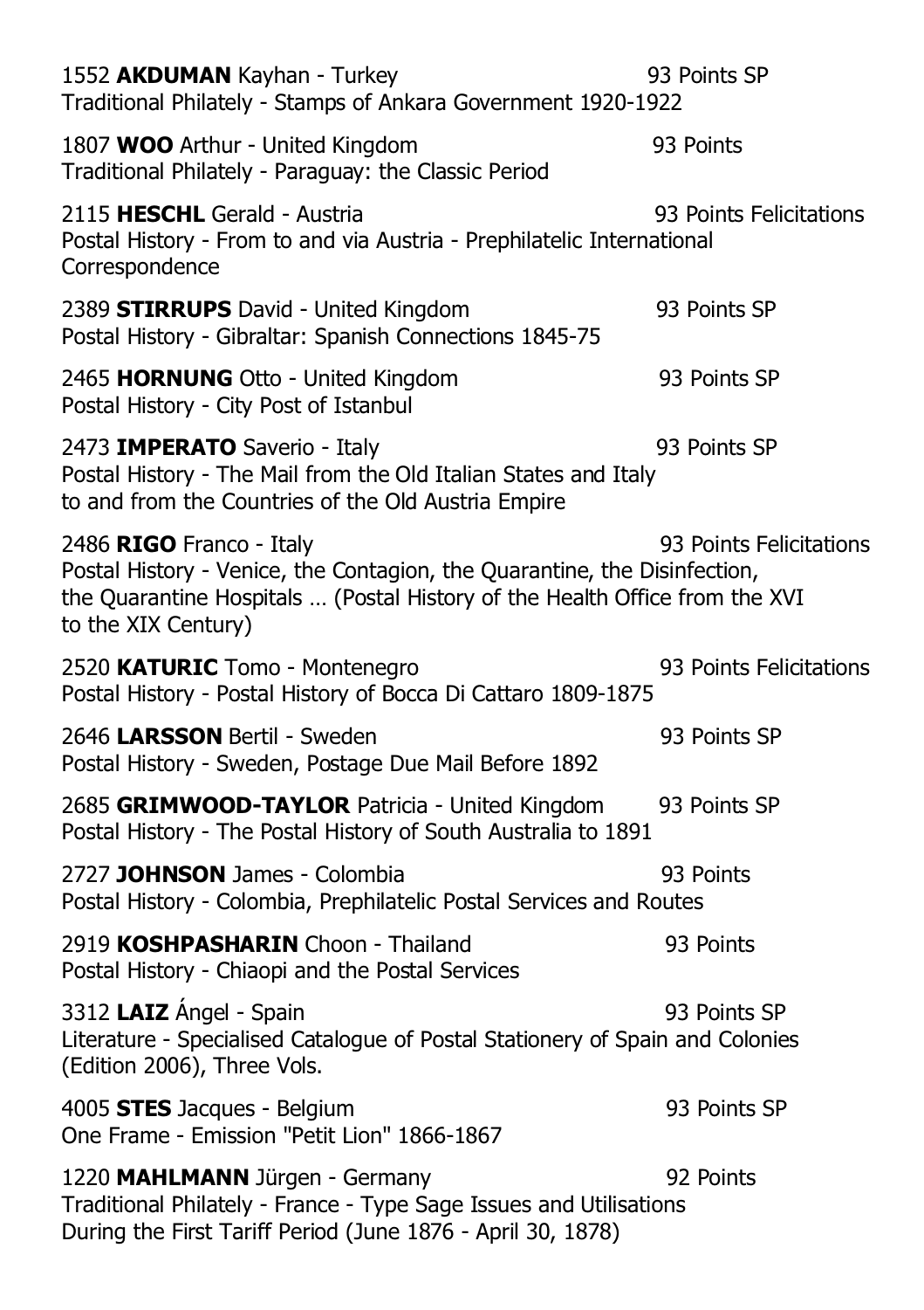1552 **AKDUMAN** Kayhan - Turkey 93 Points SP
Traditional Philately - Stamps of Ankara Government 1920-1922

1807 **WOO** Arthur - United Kingdom 93 Points
Traditional Philately - Paraguay: the Classic Period

2115 **HESCHL** Gerald - Austria 93 Points Felicitations
Postal History - From to and via Austria - Prephilatelic International Correspondence

2389 **STIRRUPS** David - United Kingdom 93 Points SP
Postal History - Gibraltar: Spanish Connections 1845-75

2465 **HORNUNG** Otto - United Kingdom 93 Points SP
Postal History - City Post of Istanbul

2473 **IMPERATO** Saverio - Italy 93 Points SP
Postal History - The Mail from the Old Italian States and Italy to and from the Countries of the Old Austria Empire

2486 **RIGO** Franco - Italy 93 Points Felicitations
Postal History - Venice, the Contagion, the Quarantine, the Disinfection, the Quarantine Hospitals … (Postal History of the Health Office from the XVI to the XIX Century)

2520 **KATURIC** Tomo - Montenegro 93 Points Felicitations
Postal History - Postal History of Bocca Di Cattaro 1809-1875

2646 **LARSSON** Bertil - Sweden 93 Points SP
Postal History - Sweden, Postage Due Mail Before 1892

2685 **GRIMWOOD-TAYLOR** Patricia - United Kingdom 93 Points SP
Postal History - The Postal History of South Australia to 1891

2727 **JOHNSON** James - Colombia 93 Points
Postal History - Colombia, Prephilatelic Postal Services and Routes

2919 **KOSHPASHARIN** Choon - Thailand 93 Points
Postal History - Chiaopi and the Postal Services

3312 **LAIZ** Ángel - Spain 93 Points SP
Literature - Specialised Catalogue of Postal Stationery of Spain and Colonies (Edition 2006), Three Vols.

4005 **STES** Jacques - Belgium 93 Points SP
One Frame - Emission "Petit Lion" 1866-1867

1220 **MAHLMANN** Jürgen - Germany 92 Points
Traditional Philately - France - Type Sage Issues and Utilisations During the First Tariff Period (June 1876 - April 30, 1878)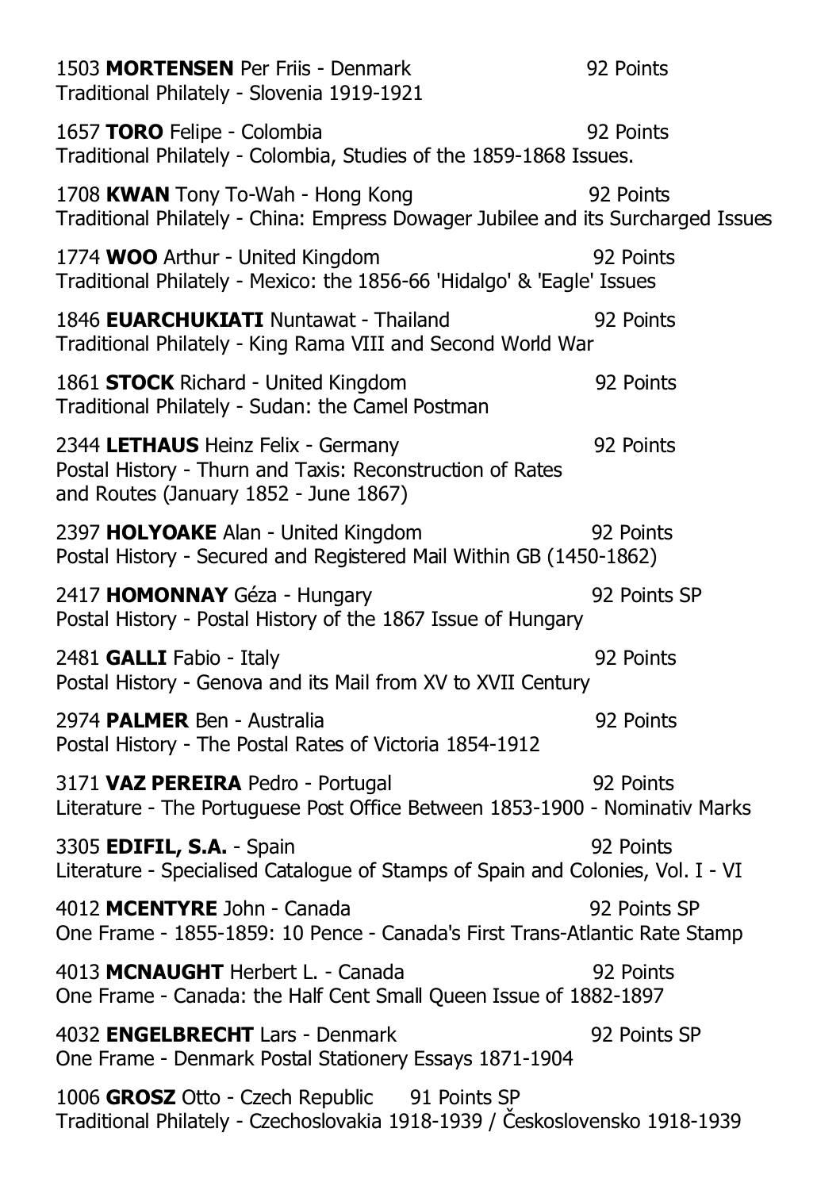1503 **MORTENSEN** Per Friis - Denmark 92 Points
Traditional Philately - Slovenia 1919-1921

1657 **TORO** Felipe - Colombia 92 Points
Traditional Philately - Colombia, Studies of the 1859-1868 Issues.

1708 **KWAN** Tony To-Wah - Hong Kong 92 Points
Traditional Philately - China: Empress Dowager Jubilee and its Surcharged Issues

1774 **WOO** Arthur - United Kingdom 92 Points
Traditional Philately - Mexico: the 1856-66 'Hidalgo' & 'Eagle' Issues

1846 **EUARCHUKIATI** Nuntawat - Thailand 92 Points
Traditional Philately - King Rama VIII and Second World War

1861 **STOCK** Richard - United Kingdom 92 Points
Traditional Philately - Sudan: the Camel Postman

2344 **LETHAUS** Heinz Felix - Germany 92 Points
Postal History - Thurn and Taxis: Reconstruction of Rates and Routes (January 1852 - June 1867)

2397 **HOLYOAKE** Alan - United Kingdom 92 Points
Postal History - Secured and Registered Mail Within GB (1450-1862)

2417 **HOMONNAY** Géza - Hungary 92 Points SP
Postal History - Postal History of the 1867 Issue of Hungary

2481 **GALLI** Fabio - Italy 92 Points
Postal History - Genova and its Mail from XV to XVII Century

2974 **PALMER** Ben - Australia 92 Points
Postal History - The Postal Rates of Victoria 1854-1912

3171 **VAZ PEREIRA** Pedro - Portugal 92 Points
Literature - The Portuguese Post Office Between 1853-1900 - Nominativ Marks

3305 **EDIFIL, S.A.** - Spain 92 Points
Literature - Specialised Catalogue of Stamps of Spain and Colonies, Vol. I - VI

4012 **MCENTYRE** John - Canada 92 Points SP
One Frame - 1855-1859: 10 Pence - Canada's First Trans-Atlantic Rate Stamp

4013 **MCNAUGHT** Herbert L. - Canada 92 Points
One Frame - Canada: the Half Cent Small Queen Issue of 1882-1897

4032 **ENGELBRECHT** Lars - Denmark 92 Points SP
One Frame - Denmark Postal Stationery Essays 1871-1904

1006 **GROSZ** Otto - Czech Republic 91 Points SP
Traditional Philately - Czechoslovakia 1918-1939 / Československo 1918-1939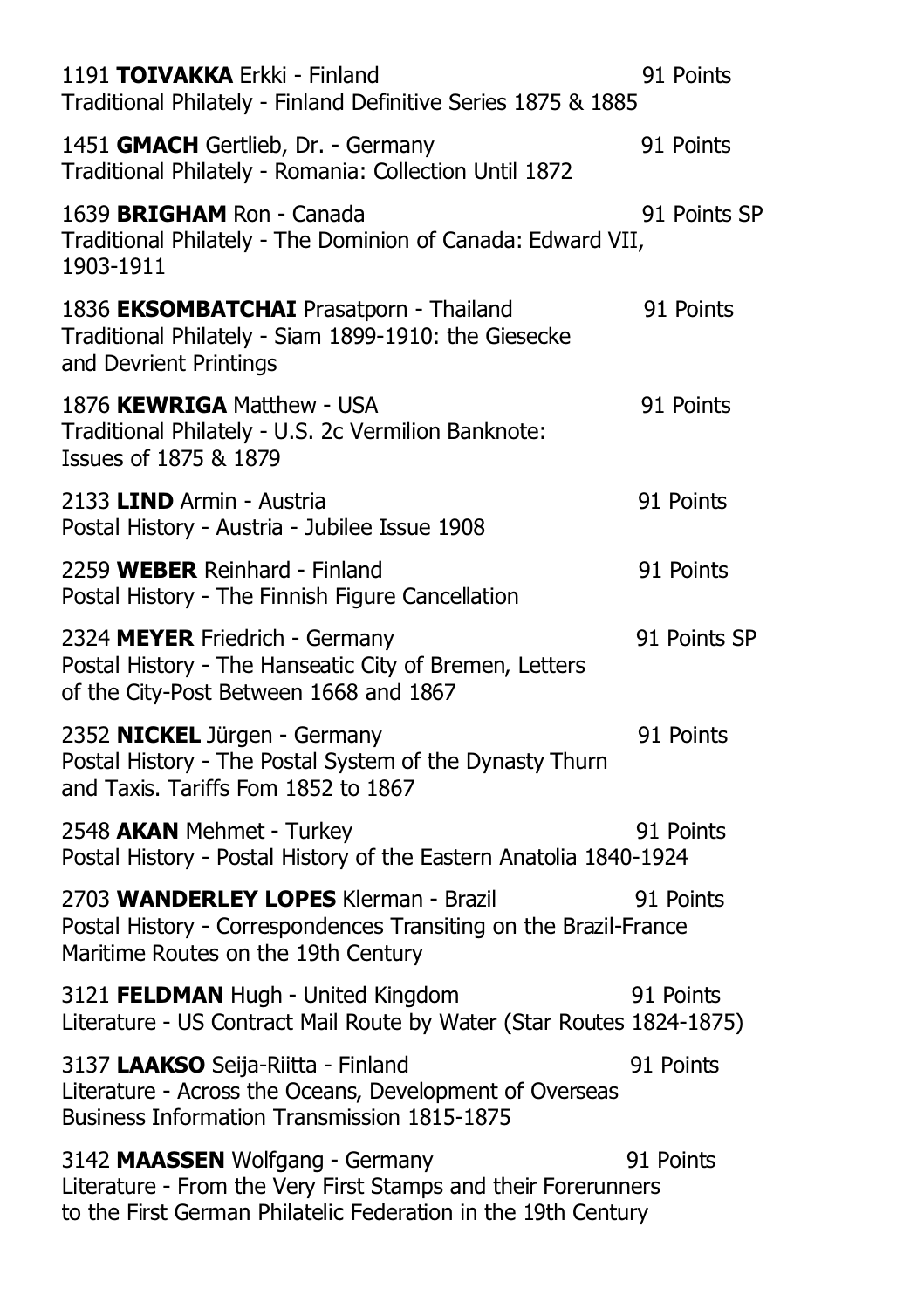1191 **TOIVAKKA** Erkki - Finland 91 Points
Traditional Philately - Finland Definitive Series 1875 & 1885

1451 **GMACH** Gertlieb, Dr. - Germany 91 Points
Traditional Philately - Romania: Collection Until 1872

1639 **BRIGHAM** Ron - Canada 91 Points SP
Traditional Philately - The Dominion of Canada: Edward VII, 1903-1911

1836 **EKSOMBATCHAI** Prasatporn - Thailand 91 Points
Traditional Philately - Siam 1899-1910: the Giesecke and Devrient Printings

1876 **KEWRIGA** Matthew - USA 91 Points
Traditional Philately - U.S. 2c Vermilion Banknote: Issues of 1875 & 1879

2133 **LIND** Armin - Austria 91 Points
Postal History - Austria - Jubilee Issue 1908

2259 **WEBER** Reinhard - Finland 91 Points
Postal History - The Finnish Figure Cancellation

2324 **MEYER** Friedrich - Germany 91 Points SP
Postal History - The Hanseatic City of Bremen, Letters of the City-Post Between 1668 and 1867

2352 **NICKEL** Jürgen - Germany 91 Points
Postal History - The Postal System of the Dynasty Thurn and Taxis. Tariffs Fom 1852 to 1867

2548 **AKAN** Mehmet - Turkey 91 Points
Postal History - Postal History of the Eastern Anatolia 1840-1924

2703 **WANDERLEY LOPES** Klerman - Brazil 91 Points
Postal History - Correspondences Transiting on the Brazil-France Maritime Routes on the 19th Century

3121 **FELDMAN** Hugh - United Kingdom 91 Points
Literature - US Contract Mail Route by Water (Star Routes 1824-1875)

3137 **LAAKSO** Seija-Riitta - Finland 91 Points
Literature - Across the Oceans, Development of Overseas Business Information Transmission 1815-1875

3142 **MAASSEN** Wolfgang - Germany 91 Points
Literature - From the Very First Stamps and their Forerunners to the First German Philatelic Federation in the 19th Century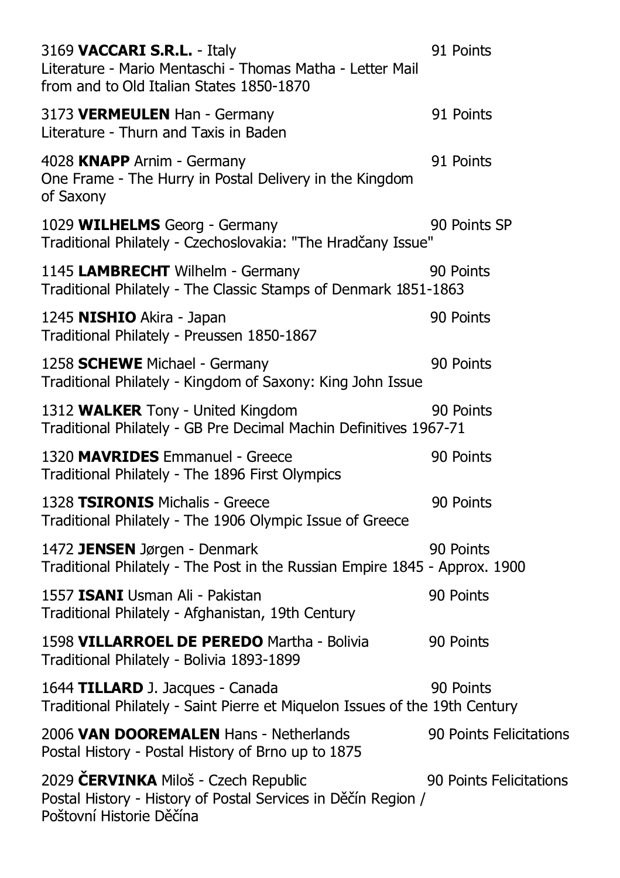3169 **VACCARI S.R.L.** - Italy 91 Points
Literature - Mario Mentaschi - Thomas Matha - Letter Mail from and to Old Italian States 1850-1870

3173 **VERMEULEN** Han - Germany 91 Points
Literature - Thurn and Taxis in Baden

4028 **KNAPP** Arnim - Germany 91 Points
One Frame - The Hurry in Postal Delivery in the Kingdom of Saxony

1029 **WILHELMS** Georg - Germany 90 Points SP
Traditional Philately - Czechoslovakia: "The Hradčany Issue"

1145 **LAMBRECHT** Wilhelm - Germany 90 Points
Traditional Philately - The Classic Stamps of Denmark 1851-1863

1245 **NISHIO** Akira - Japan 90 Points
Traditional Philately - Preussen 1850-1867

1258 **SCHEWE** Michael - Germany 90 Points
Traditional Philately - Kingdom of Saxony: King John Issue

1312 **WALKER** Tony - United Kingdom 90 Points
Traditional Philately - GB Pre Decimal Machin Definitives 1967-71

1320 **MAVRIDES** Emmanuel - Greece 90 Points
Traditional Philately - The 1896 First Olympics

1328 **TSIRONIS** Michalis - Greece 90 Points
Traditional Philately - The 1906 Olympic Issue of Greece

1472 **JENSEN** Jørgen - Denmark 90 Points
Traditional Philately - The Post in the Russian Empire 1845 - Approx. 1900

1557 **ISANI** Usman Ali - Pakistan 90 Points
Traditional Philately - Afghanistan, 19th Century

1598 **VILLARROEL DE PEREDO** Martha - Bolivia 90 Points
Traditional Philately - Bolivia 1893-1899

1644 **TILLARD** J. Jacques - Canada 90 Points
Traditional Philately - Saint Pierre et Miquelon Issues of the 19th Century

2006 **VAN DOOREMALEN** Hans - Netherlands 90 Points Felicitations
Postal History - Postal History of Brno up to 1875

2029 **ČERVINKA** Miloš - Czech Republic 90 Points Felicitations
Postal History - History of Postal Services in Děčín Region / Poštovní Historie Děčína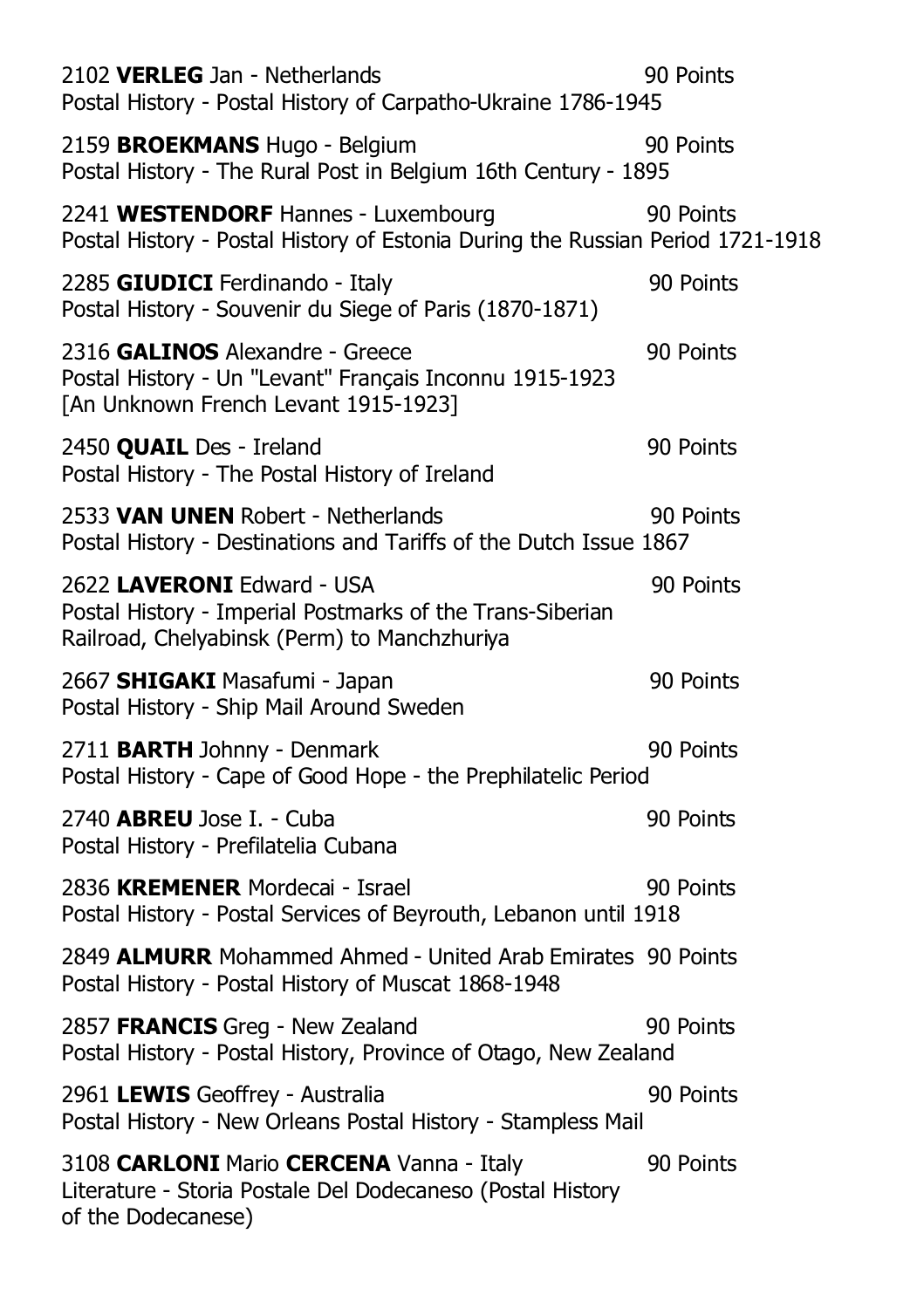2102 **VERLEG** Jan - Netherlands 90 Points
Postal History - Postal History of Carpatho-Ukraine 1786-1945

2159 **BROEKMANS** Hugo - Belgium 90 Points
Postal History - The Rural Post in Belgium 16th Century - 1895

2241 **WESTENDORF** Hannes - Luxembourg 90 Points
Postal History - Postal History of Estonia During the Russian Period 1721-1918

2285 **GIUDICI** Ferdinando - Italy 90 Points
Postal History - Souvenir du Siege of Paris (1870-1871)

2316 **GALINOS** Alexandre - Greece 90 Points
Postal History - Un "Levant" Français Inconnu 1915-1923
[An Unknown French Levant 1915-1923]

2450 **QUAIL** Des - Ireland 90 Points
Postal History - The Postal History of Ireland

2533 **VAN UNEN** Robert - Netherlands 90 Points
Postal History - Destinations and Tariffs of the Dutch Issue 1867

2622 **LAVERONI** Edward - USA 90 Points
Postal History - Imperial Postmarks of the Trans-Siberian Railroad, Chelyabinsk (Perm) to Manchzhuriya

2667 **SHIGAKI** Masafumi - Japan 90 Points
Postal History - Ship Mail Around Sweden

2711 **BARTH** Johnny - Denmark 90 Points
Postal History - Cape of Good Hope - the Prephilatelic Period

2740 **ABREU** Jose I. - Cuba 90 Points
Postal History - Prefilatelia Cubana

2836 **KREMENER** Mordecai - Israel 90 Points
Postal History - Postal Services of Beyrouth, Lebanon until 1918

2849 **ALMURR** Mohammed Ahmed - United Arab Emirates 90 Points
Postal History - Postal History of Muscat 1868-1948

2857 **FRANCIS** Greg - New Zealand 90 Points
Postal History - Postal History, Province of Otago, New Zealand

2961 **LEWIS** Geoffrey - Australia 90 Points
Postal History - New Orleans Postal History - Stampless Mail

3108 **CARLONI** Mario **CERCENA** Vanna - Italy 90 Points
Literature - Storia Postale Del Dodecaneso (Postal History of the Dodecanese)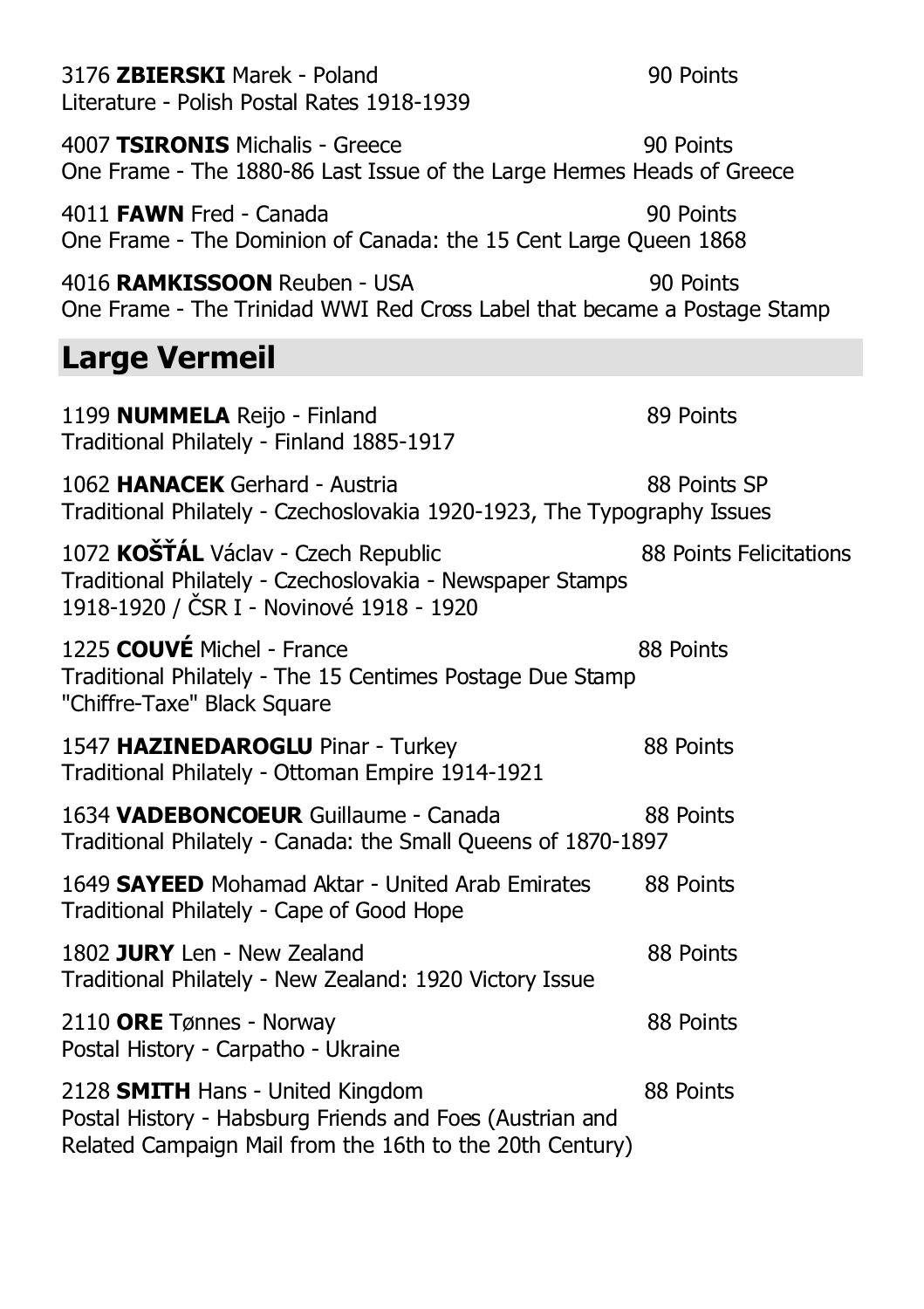3176 **ZBIERSKI** Marek - Poland 90 Points
Literature - Polish Postal Rates 1918-1939

4007 **TSIRONIS** Michalis - Greece 90 Points
One Frame - The 1880-86 Last Issue of the Large Hermes Heads of Greece

4011 **FAWN** Fred - Canada 90 Points
One Frame - The Dominion of Canada: the 15 Cent Large Queen 1868

4016 **RAMKISSOON** Reuben - USA 90 Points
One Frame - The Trinidad WWI Red Cross Label that became a Postage Stamp

## Large Vermeil

1199 **NUMMELA** Reijo - Finland 89 Points
Traditional Philately - Finland 1885-1917

1062 **HANACEK** Gerhard - Austria 88 Points SP
Traditional Philately - Czechoslovakia 1920-1923, The Typography Issues

1072 **KOŠŤÁL** Václav - Czech Republic 88 Points Felicitations
Traditional Philately - Czechoslovakia - Newspaper Stamps 1918-1920 / ČSR I - Novinové 1918 - 1920

1225 **COUVÉ** Michel - France 88 Points
Traditional Philately - The 15 Centimes Postage Due Stamp "Chiffre-Taxe" Black Square

1547 **HAZINEDAROGLU** Pinar - Turkey 88 Points
Traditional Philately - Ottoman Empire 1914-1921

1634 **VADEBONCOEUR** Guillaume - Canada 88 Points
Traditional Philately - Canada: the Small Queens of 1870-1897

1649 **SAYEED** Mohamad Aktar - United Arab Emirates 88 Points
Traditional Philately - Cape of Good Hope

1802 **JURY** Len - New Zealand 88 Points
Traditional Philately - New Zealand: 1920 Victory Issue

2110 **ORE** Tønnes - Norway 88 Points
Postal History - Carpatho - Ukraine

2128 **SMITH** Hans - United Kingdom 88 Points
Postal History - Habsburg Friends and Foes (Austrian and Related Campaign Mail from the 16th to the 20th Century)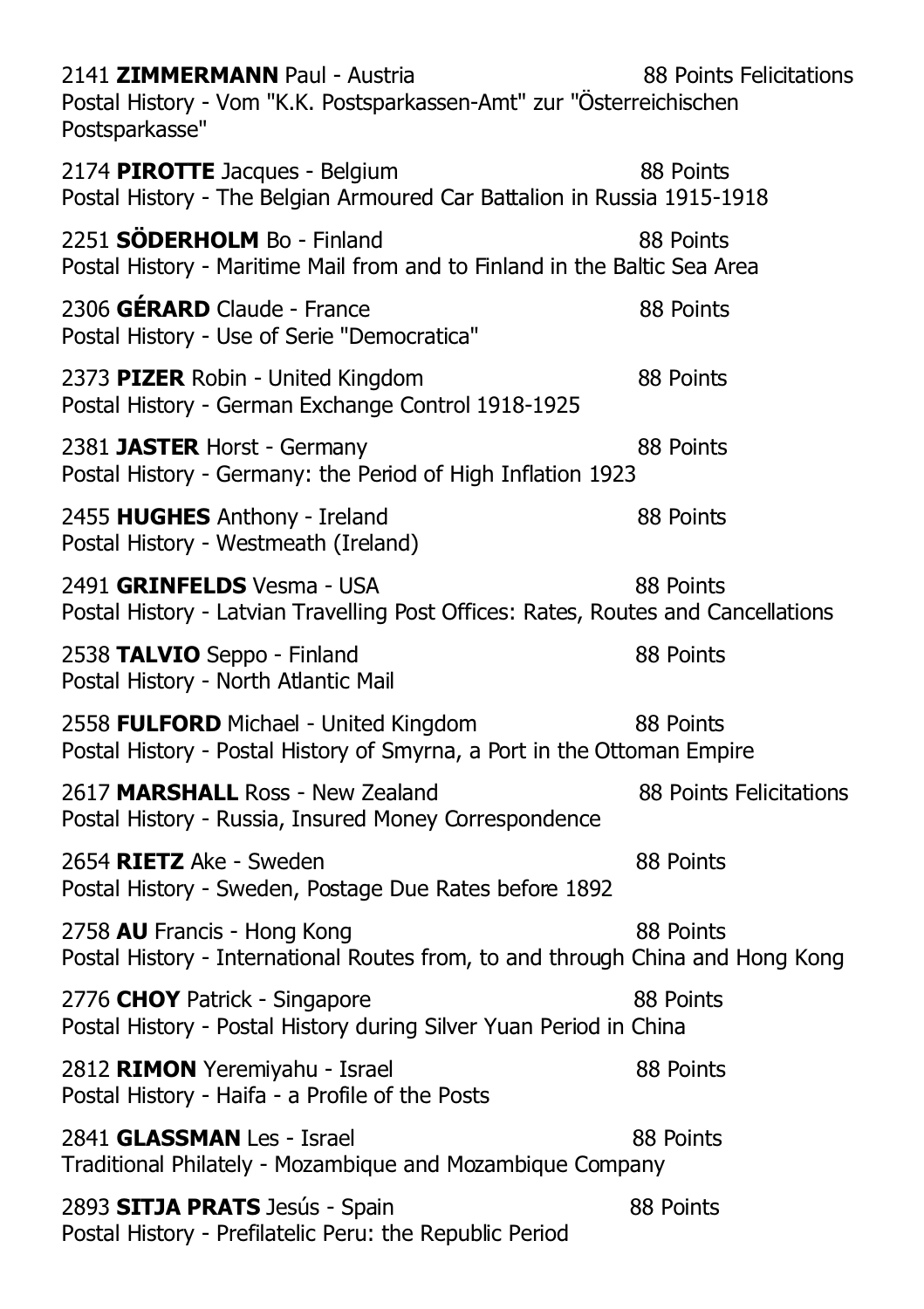2141 **ZIMMERMANN** Paul - Austria 88 Points Felicitations
Postal History - Vom "K.K. Postsparkassen-Amt" zur "Österreichischen Postsparkasse"

2174 **PIROTTE** Jacques - Belgium 88 Points
Postal History - The Belgian Armoured Car Battalion in Russia 1915-1918

2251 **SÖDERHOLM** Bo - Finland 88 Points
Postal History - Maritime Mail from and to Finland in the Baltic Sea Area

2306 **GÉRARD** Claude - France 88 Points
Postal History - Use of Serie "Democratica"

2373 **PIZER** Robin - United Kingdom 88 Points
Postal History - German Exchange Control 1918-1925

2381 **JASTER** Horst - Germany 88 Points
Postal History - Germany: the Period of High Inflation 1923

2455 **HUGHES** Anthony - Ireland 88 Points
Postal History - Westmeath (Ireland)

2491 **GRINFELDS** Vesma - USA 88 Points
Postal History - Latvian Travelling Post Offices: Rates, Routes and Cancellations

2538 **TALVIO** Seppo - Finland 88 Points
Postal History - North Atlantic Mail

2558 **FULFORD** Michael - United Kingdom 88 Points
Postal History - Postal History of Smyrna, a Port in the Ottoman Empire

2617 **MARSHALL** Ross - New Zealand 88 Points Felicitations
Postal History - Russia, Insured Money Correspondence

2654 **RIETZ** Ake - Sweden 88 Points
Postal History - Sweden, Postage Due Rates before 1892

2758 **AU** Francis - Hong Kong 88 Points
Postal History - International Routes from, to and through China and Hong Kong

2776 **CHOY** Patrick - Singapore 88 Points
Postal History - Postal History during Silver Yuan Period in China

2812 **RIMON** Yeremiyahu - Israel 88 Points
Postal History - Haifa - a Profile of the Posts

2841 **GLASSMAN** Les - Israel 88 Points
Traditional Philately - Mozambique and Mozambique Company

2893 **SITJA PRATS** Jesús - Spain 88 Points
Postal History - Prefilatelic Peru: the Republic Period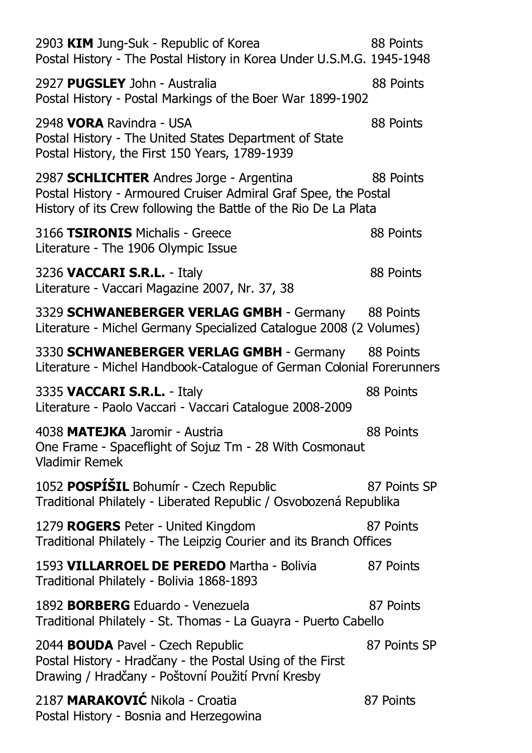2903 **KIM** Jung-Suk - Republic of Korea 88 Points
Postal History - The Postal History in Korea Under U.S.M.G. 1945-1948

2927 **PUGSLEY** John - Australia 88 Points
Postal History - Postal Markings of the Boer War 1899-1902

2948 **VORA** Ravindra - USA 88 Points
Postal History - The United States Department of State
Postal History, the First 150 Years, 1789-1939

2987 **SCHLICHTER** Andres Jorge - Argentina 88 Points
Postal History - Armoured Cruiser Admiral Graf Spee, the Postal
History of its Crew following the Battle of the Rio De La Plata

3166 **TSIRONIS** Michalis - Greece 88 Points
Literature - The 1906 Olympic Issue

3236 **VACCARI S.R.L.** - Italy 88 Points
Literature - Vaccari Magazine 2007, Nr. 37, 38

3329 **SCHWANEBERGER VERLAG GMBH** - Germany 88 Points
Literature - Michel Germany Specialized Catalogue 2008 (2 Volumes)

3330 **SCHWANEBERGER VERLAG GMBH** - Germany 88 Points
Literature - Michel Handbook-Catalogue of German Colonial Forerunners

3335 **VACCARI S.R.L.** - Italy 88 Points
Literature - Paolo Vaccari - Vaccari Catalogue 2008-2009

4038 **MATEJKA** Jaromir - Austria 88 Points
One Frame - Spaceflight of Sojuz Tm - 28 With Cosmonaut
Vladimir Remek

1052 **POSPÍŠIL** Bohumír - Czech Republic 87 Points SP
Traditional Philately - Liberated Republic / Osvobozená Republika

1279 **ROGERS** Peter - United Kingdom 87 Points
Traditional Philately - The Leipzig Courier and its Branch Offices

1593 **VILLARROEL DE PEREDO** Martha - Bolivia 87 Points
Traditional Philately - Bolivia 1868-1893

1892 **BORBERG** Eduardo - Venezuela 87 Points
Traditional Philately - St. Thomas - La Guayra - Puerto Cabello

2044 **BOUDA** Pavel - Czech Republic 87 Points SP
Postal History - Hradčany - the Postal Using of the First
Drawing / Hradčany - Poštovní Použití První Kresby

2187 **MARAKOVIĆ** Nikola - Croatia 87 Points
Postal History - Bosnia and Herzegowina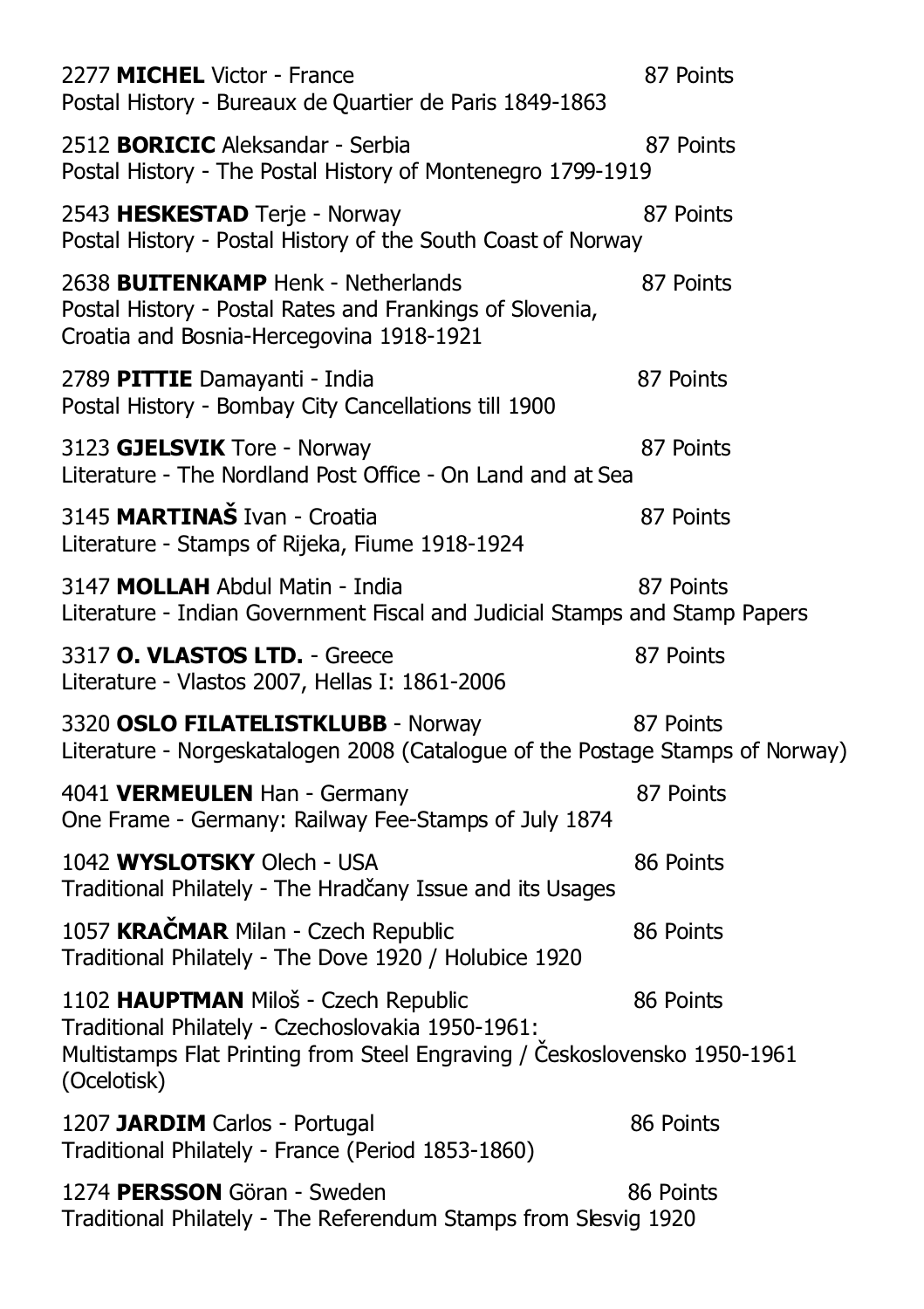2277 **MICHEL** Victor - France 87 Points
Postal History - Bureaux de Quartier de Paris 1849-1863

2512 **BORICIC** Aleksandar - Serbia 87 Points
Postal History - The Postal History of Montenegro 1799-1919

2543 **HESKESTAD** Terje - Norway 87 Points
Postal History - Postal History of the South Coast of Norway

2638 **BUITENKAMP** Henk - Netherlands 87 Points
Postal History - Postal Rates and Frankings of Slovenia, Croatia and Bosnia-Hercegovina 1918-1921

2789 **PITTIE** Damayanti - India 87 Points
Postal History - Bombay City Cancellations till 1900

3123 **GJELSVIK** Tore - Norway 87 Points
Literature - The Nordland Post Office - On Land and at Sea

3145 **MARTINAŠ** Ivan - Croatia 87 Points
Literature - Stamps of Rijeka, Fiume 1918-1924

3147 **MOLLAH** Abdul Matin - India 87 Points
Literature - Indian Government Fiscal and Judicial Stamps and Stamp Papers

3317 **O. VLASTOS LTD.** - Greece 87 Points
Literature - Vlastos 2007, Hellas I: 1861-2006

3320 **OSLO FILATELISTKLUBB** - Norway 87 Points
Literature - Norgeskatalogen 2008 (Catalogue of the Postage Stamps of Norway)

4041 **VERMEULEN** Han - Germany 87 Points
One Frame - Germany: Railway Fee-Stamps of July 1874

1042 **WYSLOTSKY** Olech - USA 86 Points
Traditional Philately - The Hradčany Issue and its Usages

1057 **KRAČMAR** Milan - Czech Republic 86 Points
Traditional Philately - The Dove 1920 / Holubice 1920

1102 **HAUPTMAN** Miloš - Czech Republic 86 Points
Traditional Philately - Czechoslovakia 1950-1961: Multistamps Flat Printing from Steel Engraving / Československo 1950-1961 (Ocelotisk)

1207 **JARDIM** Carlos - Portugal 86 Points
Traditional Philately - France (Period 1853-1860)

1274 **PERSSON** Göran - Sweden 86 Points
Traditional Philately - The Referendum Stamps from Slesvig 1920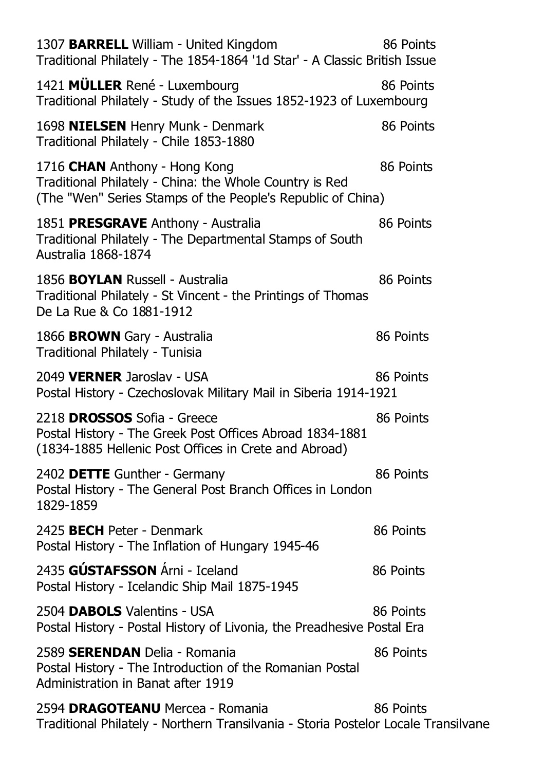1307 **BARRELL** William - United Kingdom 86 Points
Traditional Philately - The 1854-1864 '1d Star' - A Classic British Issue

1421 **MÜLLER** René - Luxembourg 86 Points
Traditional Philately - Study of the Issues 1852-1923 of Luxembourg

1698 **NIELSEN** Henry Munk - Denmark 86 Points
Traditional Philately - Chile 1853-1880

1716 **CHAN** Anthony - Hong Kong 86 Points
Traditional Philately - China: the Whole Country is Red
(The "Wen" Series Stamps of the People's Republic of China)

1851 **PRESGRAVE** Anthony - Australia 86 Points
Traditional Philately - The Departmental Stamps of South Australia 1868-1874

1856 **BOYLAN** Russell - Australia 86 Points
Traditional Philately - St Vincent - the Printings of Thomas De La Rue & Co 1881-1912

1866 **BROWN** Gary - Australia 86 Points
Traditional Philately - Tunisia

2049 **VERNER** Jaroslav - USA 86 Points
Postal History - Czechoslovak Military Mail in Siberia 1914-1921

2218 **DROSSOS** Sofia - Greece 86 Points
Postal History - The Greek Post Offices Abroad 1834-1881
(1834-1885 Hellenic Post Offices in Crete and Abroad)

2402 **DETTE** Gunther - Germany 86 Points
Postal History - The General Post Branch Offices in London 1829-1859

2425 **BECH** Peter - Denmark 86 Points
Postal History - The Inflation of Hungary 1945-46

2435 **GÚSTAFSSON** Árni - Iceland 86 Points
Postal History - Icelandic Ship Mail 1875-1945

2504 **DABOLS** Valentins - USA 86 Points
Postal History - Postal History of Livonia, the Preadhesive Postal Era

2589 **SERENDAN** Delia - Romania 86 Points
Postal History - The Introduction of the Romanian Postal Administration in Banat after 1919

2594 **DRAGOTEANU** Mercea - Romania 86 Points
Traditional Philately - Northern Transilvania - Storia Postelor Locale Transilvane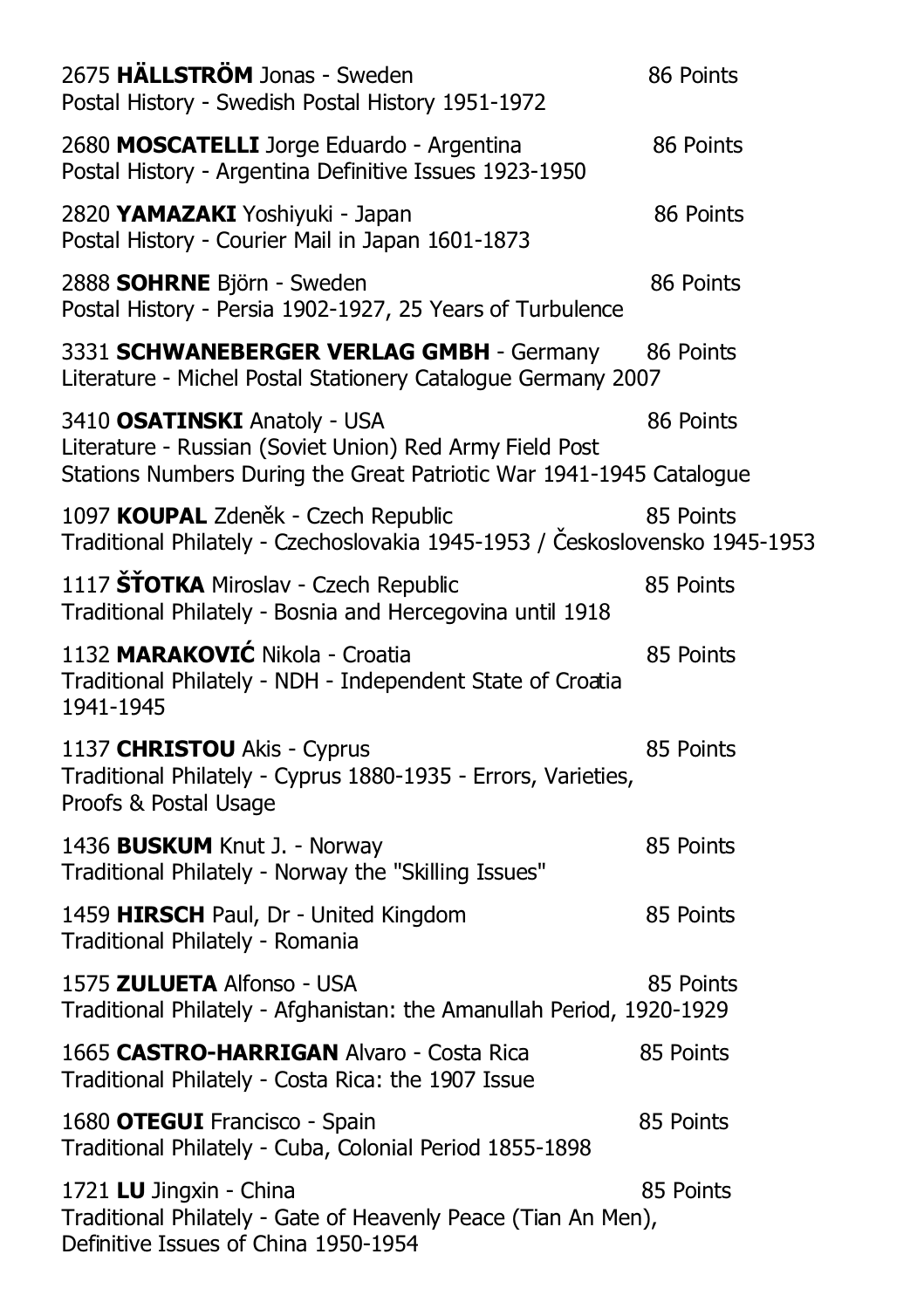2675 **HÄLLSTRÖM** Jonas - Sweden 86 Points
Postal History - Swedish Postal History 1951-1972

2680 **MOSCATELLI** Jorge Eduardo - Argentina 86 Points
Postal History - Argentina Definitive Issues 1923-1950

2820 **YAMAZAKI** Yoshiyuki - Japan 86 Points
Postal History - Courier Mail in Japan 1601-1873

2888 **SOHRNE** Björn - Sweden 86 Points
Postal History - Persia 1902-1927, 25 Years of Turbulence

3331 **SCHWANEBERGER VERLAG GMBH** - Germany 86 Points
Literature - Michel Postal Stationery Catalogue Germany 2007

3410 **OSATINSKI** Anatoly - USA 86 Points
Literature - Russian (Soviet Union) Red Army Field Post Stations Numbers During the Great Patriotic War 1941-1945 Catalogue

1097 **KOUPAL** Zdeněk - Czech Republic 85 Points
Traditional Philately - Czechoslovakia 1945-1953 / Československo 1945-1953

1117 **ŠŤOTKA** Miroslav - Czech Republic 85 Points
Traditional Philately - Bosnia and Hercegovina until 1918

1132 **MARAKOVIĆ** Nikola - Croatia 85 Points
Traditional Philately - NDH - Independent State of Croatia 1941-1945

1137 **CHRISTOU** Akis - Cyprus 85 Points
Traditional Philately - Cyprus 1880-1935 - Errors, Varieties, Proofs & Postal Usage

1436 **BUSKUM** Knut J. - Norway 85 Points
Traditional Philately - Norway the "Skilling Issues"

1459 **HIRSCH** Paul, Dr - United Kingdom 85 Points
Traditional Philately - Romania

1575 **ZULUETA** Alfonso - USA 85 Points
Traditional Philately - Afghanistan: the Amanullah Period, 1920-1929

1665 **CASTRO-HARRIGAN** Alvaro - Costa Rica 85 Points
Traditional Philately - Costa Rica: the 1907 Issue

1680 **OTEGUI** Francisco - Spain 85 Points
Traditional Philately - Cuba, Colonial Period 1855-1898

1721 **LU** Jingxin - China 85 Points
Traditional Philately - Gate of Heavenly Peace (Tian An Men), Definitive Issues of China 1950-1954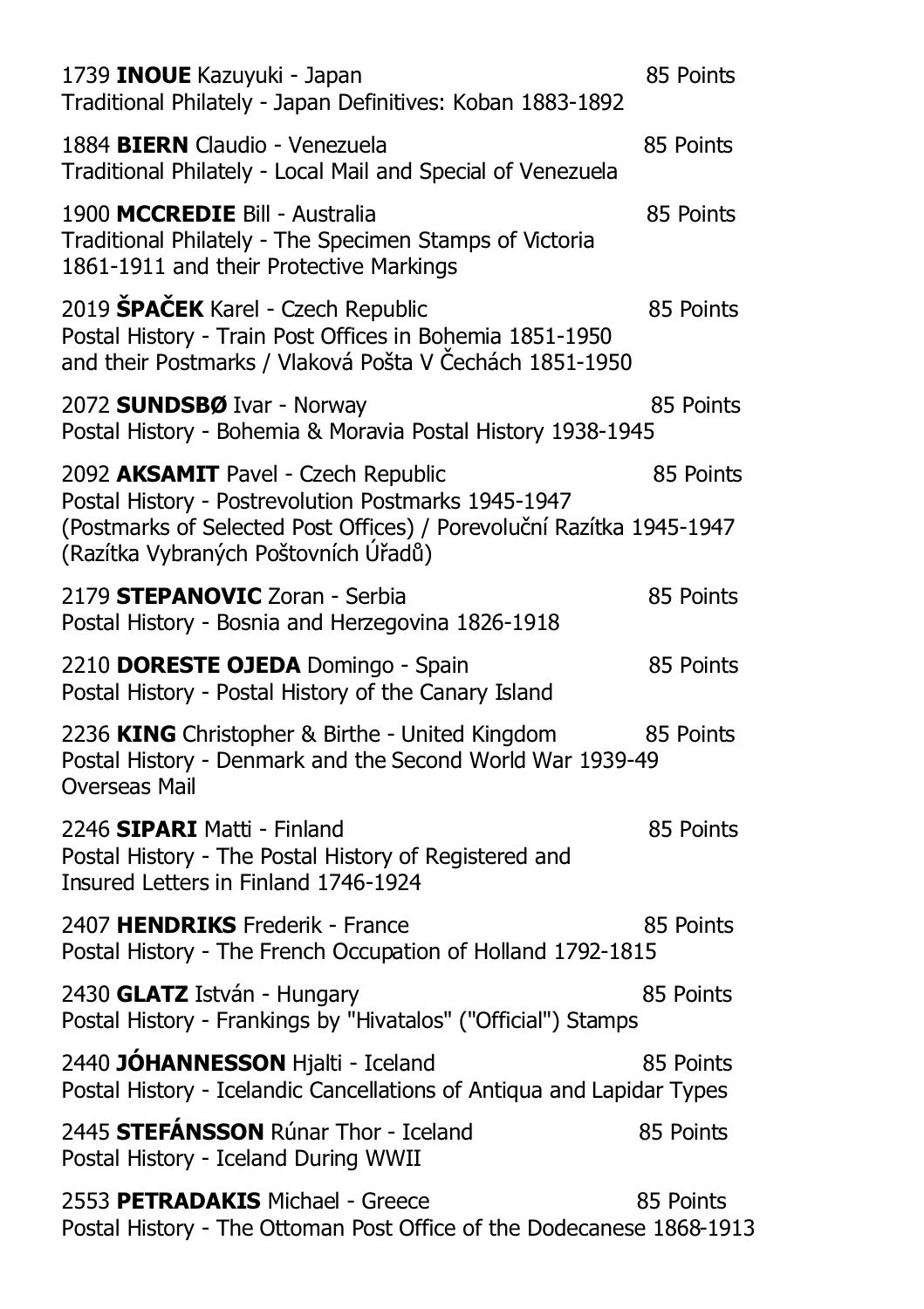1739 **INOUE** Kazuyuki - Japan 85 Points
Traditional Philately - Japan Definitives: Koban 1883-1892

1884 **BIERN** Claudio - Venezuela 85 Points
Traditional Philately - Local Mail and Special of Venezuela

1900 **MCCREDIE** Bill - Australia 85 Points
Traditional Philately - The Specimen Stamps of Victoria 1861-1911 and their Protective Markings

2019 **ŠPAČEK** Karel - Czech Republic 85 Points
Postal History - Train Post Offices in Bohemia 1851-1950 and their Postmarks / Vlaková Pošta V Čechách 1851-1950

2072 **SUNDSBØ** Ivar - Norway 85 Points
Postal History - Bohemia & Moravia Postal History 1938-1945

2092 **AKSAMIT** Pavel - Czech Republic 85 Points
Postal History - Postrevolution Postmarks 1945-1947 (Postmarks of Selected Post Offices) / Porevoluční Razítka 1945-1947 (Razítka Vybraných Poštovních Úřadů)

2179 **STEPANOVIC** Zoran - Serbia 85 Points
Postal History - Bosnia and Herzegovina 1826-1918

2210 **DORESTE OJEDA** Domingo - Spain 85 Points
Postal History - Postal History of the Canary Island

2236 **KING** Christopher & Birthe - United Kingdom 85 Points
Postal History - Denmark and the Second World War 1939-49 Overseas Mail

2246 **SIPARI** Matti - Finland 85 Points
Postal History - The Postal History of Registered and Insured Letters in Finland 1746-1924

2407 **HENDRIKS** Frederik - France 85 Points
Postal History - The French Occupation of Holland 1792-1815

2430 **GLATZ** István - Hungary 85 Points
Postal History - Frankings by "Hivatalos" ("Official") Stamps

2440 **JÓHANNESSON** Hjalti - Iceland 85 Points
Postal History - Icelandic Cancellations of Antiqua and Lapidar Types

2445 **STEFÁNSSON** Rúnar Thor - Iceland 85 Points
Postal History - Iceland During WWII

2553 **PETRADAKIS** Michael - Greece 85 Points
Postal History - The Ottoman Post Office of the Dodecanese 1868-1913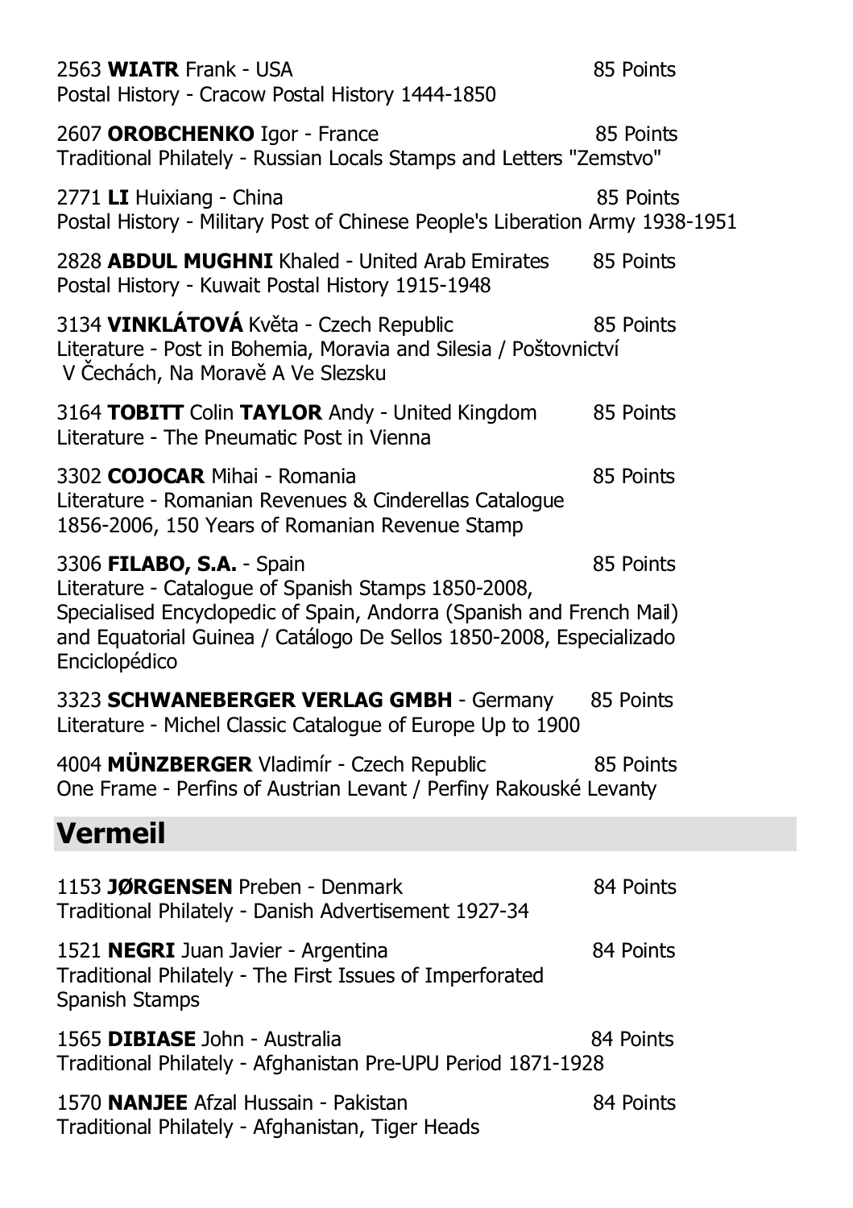2563 **WIATR** Frank - USA 85 Points
Postal History - Cracow Postal History 1444-1850

2607 **OROBCHENKO** Igor - France 85 Points
Traditional Philately - Russian Locals Stamps and Letters "Zemstvo"

2771 **LI** Huixiang - China 85 Points
Postal History - Military Post of Chinese People's Liberation Army 1938-1951

2828 **ABDUL MUGHNI** Khaled - United Arab Emirates 85 Points
Postal History - Kuwait Postal History 1915-1948

3134 **VINKLÁTOVÁ** Květa - Czech Republic 85 Points
Literature - Post in Bohemia, Moravia and Silesia / Poštovnictví V Čechách, Na Moravě A Ve Slezsku

3164 **TOBITT** Colin **TAYLOR** Andy - United Kingdom 85 Points
Literature - The Pneumatic Post in Vienna

3302 **COJOCAR** Mihai - Romania 85 Points
Literature - Romanian Revenues & Cinderellas Catalogue 1856-2006, 150 Years of Romanian Revenue Stamp

3306 **FILABO, S.A.** - Spain 85 Points
Literature - Catalogue of Spanish Stamps 1850-2008, Specialised Encyclopedic of Spain, Andorra (Spanish and French Mail) and Equatorial Guinea / Catálogo De Sellos 1850-2008, Especializado Enciclopédico

3323 **SCHWANEBERGER VERLAG GMBH** - Germany 85 Points
Literature - Michel Classic Catalogue of Europe Up to 1900

4004 **MÜNZBERGER** Vladimír - Czech Republic 85 Points
One Frame - Perfins of Austrian Levant / Perfiny Rakouské Levanty

## Vermeil

1153 **JØRGENSEN** Preben - Denmark 84 Points
Traditional Philately - Danish Advertisement 1927-34

1521 **NEGRI** Juan Javier - Argentina 84 Points
Traditional Philately - The First Issues of Imperforated Spanish Stamps

1565 **DIBIASE** John - Australia 84 Points
Traditional Philately - Afghanistan Pre-UPU Period 1871-1928

1570 **NANJEE** Afzal Hussain - Pakistan 84 Points
Traditional Philately - Afghanistan, Tiger Heads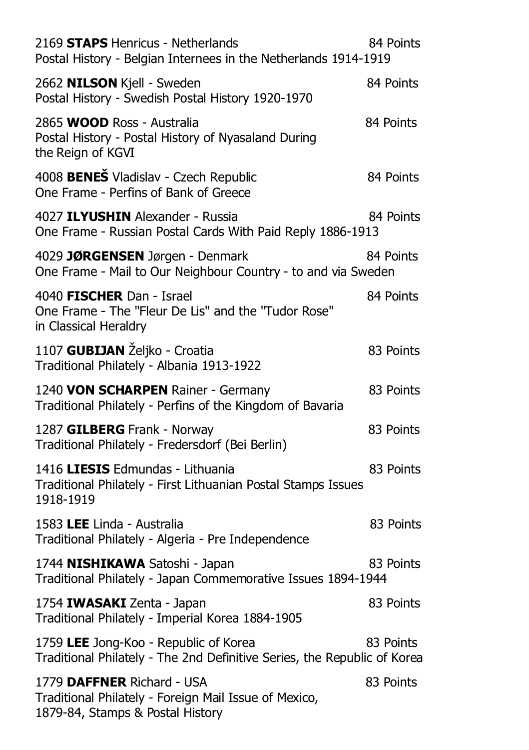2169 **STAPS** Henricus - Netherlands 84 Points
Postal History - Belgian Internees in the Netherlands 1914-1919

2662 **NILSON** Kjell - Sweden 84 Points
Postal History - Swedish Postal History 1920-1970

2865 **WOOD** Ross - Australia 84 Points
Postal History - Postal History of Nyasaland During the Reign of KGVI

4008 **BENEŠ** Vladislav - Czech Republic 84 Points
One Frame - Perfins of Bank of Greece

4027 **ILYUSHIN** Alexander - Russia 84 Points
One Frame - Russian Postal Cards With Paid Reply 1886-1913

4029 **JØRGENSEN** Jørgen - Denmark 84 Points
One Frame - Mail to Our Neighbour Country - to and via Sweden

4040 **FISCHER** Dan - Israel 84 Points
One Frame - The "Fleur De Lis" and the "Tudor Rose" in Classical Heraldry

1107 **GUBIJAN** Željko - Croatia 83 Points
Traditional Philately - Albania 1913-1922

1240 **VON SCHARPEN** Rainer - Germany 83 Points
Traditional Philately - Perfins of the Kingdom of Bavaria

1287 **GILBERG** Frank - Norway 83 Points
Traditional Philately - Fredersdorf (Bei Berlin)

1416 **LIESIS** Edmundas - Lithuania 83 Points
Traditional Philately - First Lithuanian Postal Stamps Issues 1918-1919

1583 **LEE** Linda - Australia 83 Points
Traditional Philately - Algeria - Pre Independence

1744 **NISHIKAWA** Satoshi - Japan 83 Points
Traditional Philately - Japan Commemorative Issues 1894-1944

1754 **IWASAKI** Zenta - Japan 83 Points
Traditional Philately - Imperial Korea 1884-1905

1759 **LEE** Jong-Koo - Republic of Korea 83 Points
Traditional Philately - The 2nd Definitive Series, the Republic of Korea

1779 **DAFFNER** Richard - USA 83 Points
Traditional Philately - Foreign Mail Issue of Mexico, 1879-84, Stamps & Postal History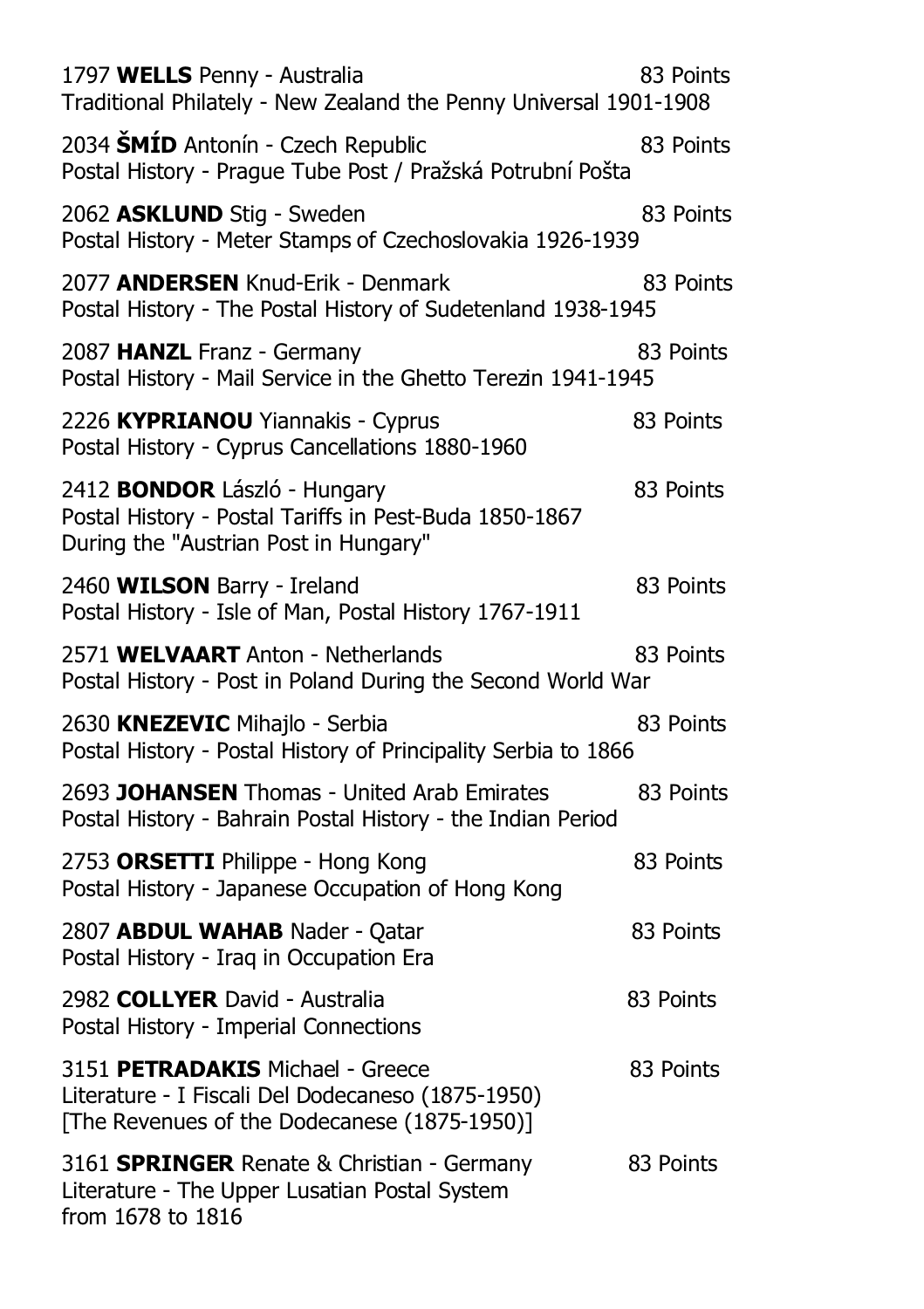1797 **WELLS** Penny - Australia 83 Points
Traditional Philately - New Zealand the Penny Universal 1901-1908

2034 **ŠMÍD** Antonín - Czech Republic 83 Points
Postal History - Prague Tube Post / Pražská Potrubní Pošta

2062 **ASKLUND** Stig - Sweden 83 Points
Postal History - Meter Stamps of Czechoslovakia 1926-1939

2077 **ANDERSEN** Knud-Erik - Denmark 83 Points
Postal History - The Postal History of Sudetenland 1938-1945

2087 **HANZL** Franz - Germany 83 Points
Postal History - Mail Service in the Ghetto Terezin 1941-1945

2226 **KYPRIANOU** Yiannakis - Cyprus 83 Points
Postal History - Cyprus Cancellations 1880-1960

2412 **BONDOR** László - Hungary 83 Points
Postal History - Postal Tariffs in Pest-Buda 1850-1867
During the "Austrian Post in Hungary"

2460 **WILSON** Barry - Ireland 83 Points
Postal History - Isle of Man, Postal History 1767-1911

2571 **WELVAART** Anton - Netherlands 83 Points
Postal History - Post in Poland During the Second World War

2630 **KNEZEVIC** Mihajlo - Serbia 83 Points
Postal History - Postal History of Principality Serbia to 1866

2693 **JOHANSEN** Thomas - United Arab Emirates 83 Points
Postal History - Bahrain Postal History - the Indian Period

2753 **ORSETTI** Philippe - Hong Kong 83 Points
Postal History - Japanese Occupation of Hong Kong

2807 **ABDUL WAHAB** Nader - Qatar 83 Points
Postal History - Iraq in Occupation Era

2982 **COLLYER** David - Australia 83 Points
Postal History - Imperial Connections

3151 **PETRADAKIS** Michael - Greece 83 Points
Literature - I Fiscali Del Dodecaneso (1875-1950)
[The Revenues of the Dodecanese (1875-1950)]

3161 **SPRINGER** Renate & Christian - Germany 83 Points
Literature - The Upper Lusatian Postal System
from 1678 to 1816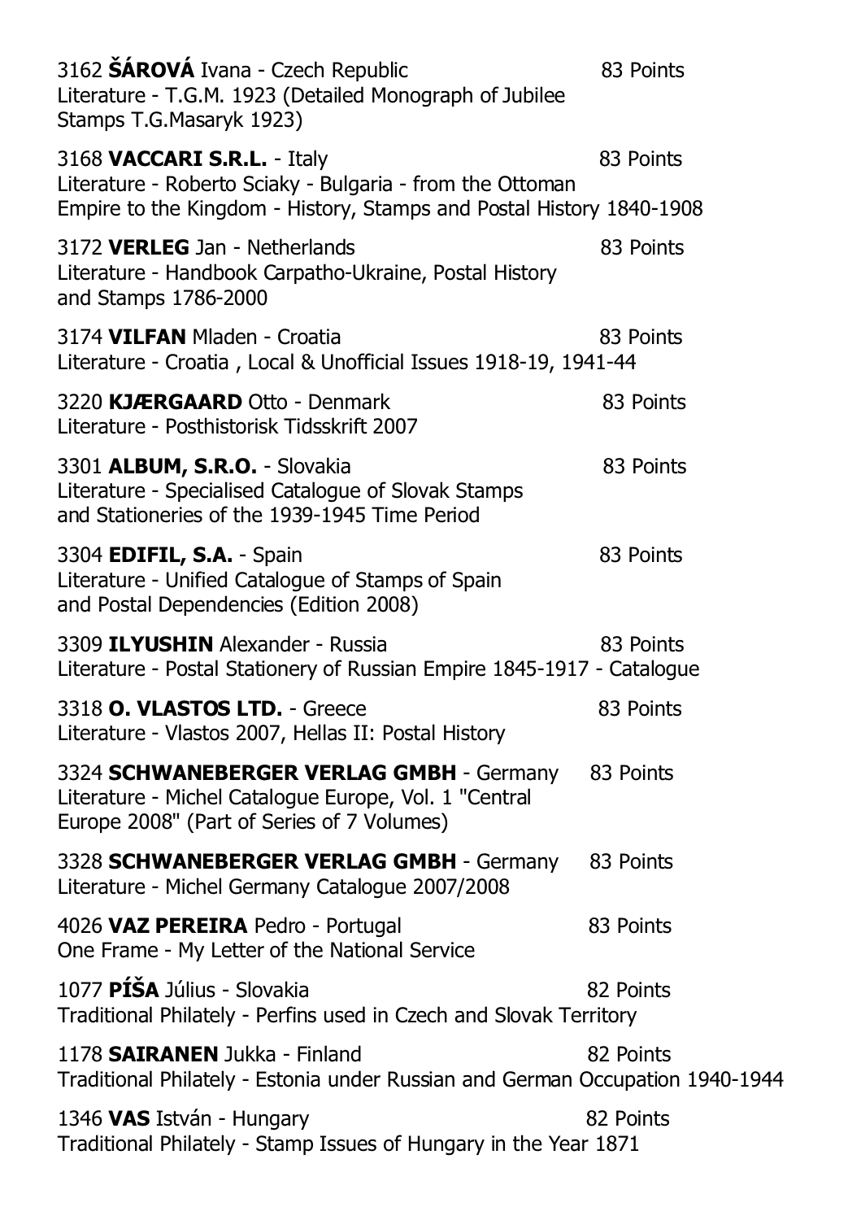3162 **ŠÁROVÁ** Ivana - Czech Republic 83 Points
Literature - T.G.M. 1923 (Detailed Monograph of Jubilee Stamps T.G.Masaryk 1923)

3168 **VACCARI S.R.L.** - Italy 83 Points
Literature - Roberto Sciaky - Bulgaria - from the Ottoman Empire to the Kingdom - History, Stamps and Postal History 1840-1908

3172 **VERLEG** Jan - Netherlands 83 Points
Literature - Handbook Carpatho-Ukraine, Postal History and Stamps 1786-2000

3174 **VILFAN** Mladen - Croatia 83 Points
Literature - Croatia , Local & Unofficial Issues 1918-19, 1941-44

3220 **KJÆRGAARD** Otto - Denmark 83 Points
Literature - Posthistorisk Tidsskrift 2007

3301 **ALBUM, S.R.O.** - Slovakia 83 Points
Literature - Specialised Catalogue of Slovak Stamps and Stationeries of the 1939-1945 Time Period

3304 **EDIFIL, S.A.** - Spain 83 Points
Literature - Unified Catalogue of Stamps of Spain and Postal Dependencies (Edition 2008)

3309 **ILYUSHIN** Alexander - Russia 83 Points
Literature - Postal Stationery of Russian Empire 1845-1917 - Catalogue

3318 **O. VLASTOS LTD.** - Greece 83 Points
Literature - Vlastos 2007, Hellas II: Postal History

3324 **SCHWANEBERGER VERLAG GMBH** - Germany 83 Points
Literature - Michel Catalogue Europe, Vol. 1 "Central Europe 2008" (Part of Series of 7 Volumes)

3328 **SCHWANEBERGER VERLAG GMBH** - Germany 83 Points
Literature - Michel Germany Catalogue 2007/2008

4026 **VAZ PEREIRA** Pedro - Portugal 83 Points
One Frame - My Letter of the National Service

1077 **PÍŠA** Július - Slovakia 82 Points
Traditional Philately - Perfins used in Czech and Slovak Territory

1178 **SAIRANEN** Jukka - Finland 82 Points
Traditional Philately - Estonia under Russian and German Occupation 1940-1944

1346 **VAS** István - Hungary 82 Points
Traditional Philately - Stamp Issues of Hungary in the Year 1871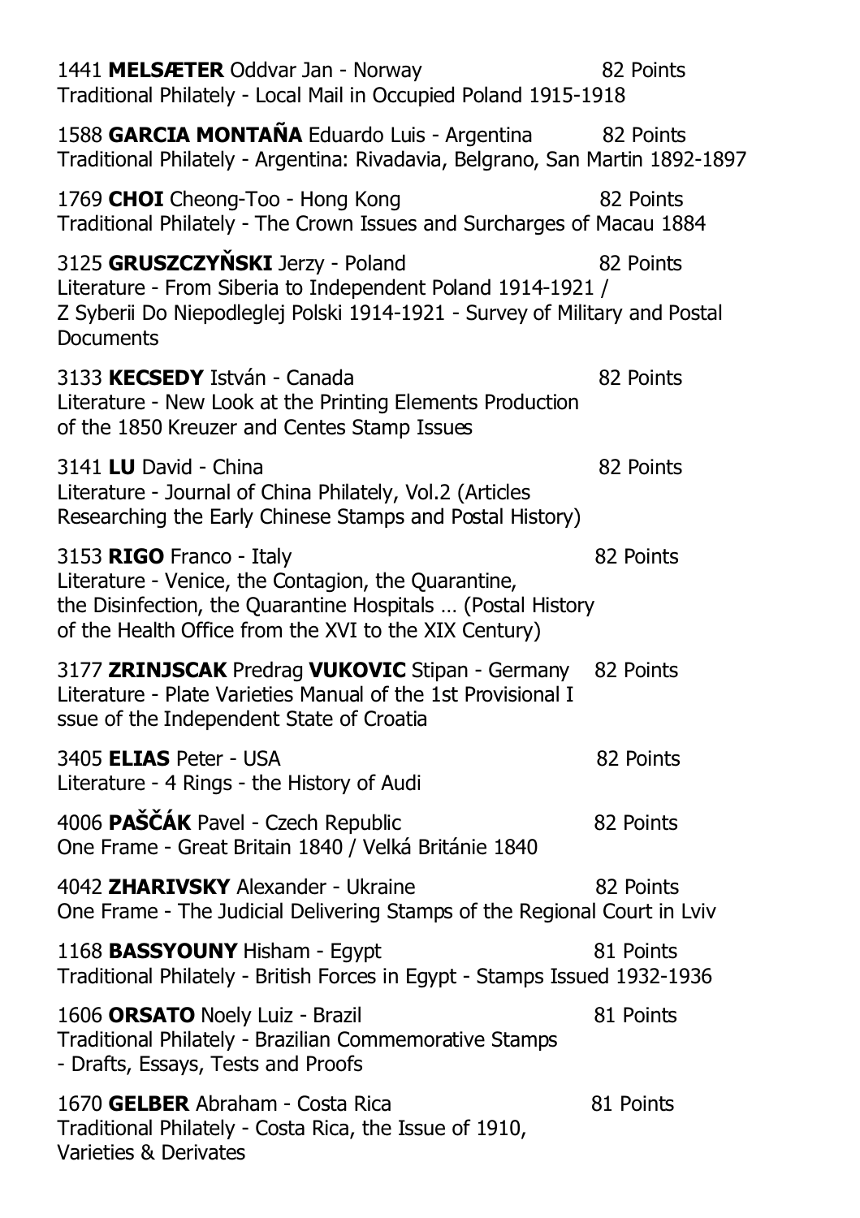1441 **MELSÆTER** Oddvar Jan - Norway 82 Points
Traditional Philately - Local Mail in Occupied Poland 1915-1918

1588 **GARCIA MONTAÑA** Eduardo Luis - Argentina 82 Points
Traditional Philately - Argentina: Rivadavia, Belgrano, San Martin 1892-1897

1769 **CHOI** Cheong-Too - Hong Kong 82 Points
Traditional Philately - The Crown Issues and Surcharges of Macau 1884

3125 **GRUSZCZYŇSKI** Jerzy - Poland 82 Points
Literature - From Siberia to Independent Poland 1914-1921 /
Z Syberii Do Niepodleglej Polski 1914-1921 - Survey of Military and Postal Documents

3133 **KECSEDY** István - Canada 82 Points
Literature - New Look at the Printing Elements Production of the 1850 Kreuzer and Centes Stamp Issues

3141 **LU** David - China 82 Points
Literature - Journal of China Philately, Vol.2 (Articles Researching the Early Chinese Stamps and Postal History)

3153 **RIGO** Franco - Italy 82 Points
Literature - Venice, the Contagion, the Quarantine, the Disinfection, the Quarantine Hospitals … (Postal History of the Health Office from the XVI to the XIX Century)

3177 **ZRINJSCAK** Predrag **VUKOVIC** Stipan - Germany 82 Points
Literature - Plate Varieties Manual of the 1st Provisional I ssue of the Independent State of Croatia

3405 **ELIAS** Peter - USA 82 Points
Literature - 4 Rings - the History of Audi

4006 **PAŠČÁK** Pavel - Czech Republic 82 Points
One Frame - Great Britain 1840 / Velká Británie 1840

4042 **ZHARIVSKY** Alexander - Ukraine 82 Points
One Frame - The Judicial Delivering Stamps of the Regional Court in Lviv

1168 **BASSYOUNY** Hisham - Egypt 81 Points
Traditional Philately - British Forces in Egypt - Stamps Issued 1932-1936

1606 **ORSATO** Noely Luiz - Brazil 81 Points
Traditional Philately - Brazilian Commemorative Stamps - Drafts, Essays, Tests and Proofs

1670 **GELBER** Abraham - Costa Rica 81 Points
Traditional Philately - Costa Rica, the Issue of 1910, Varieties & Derivates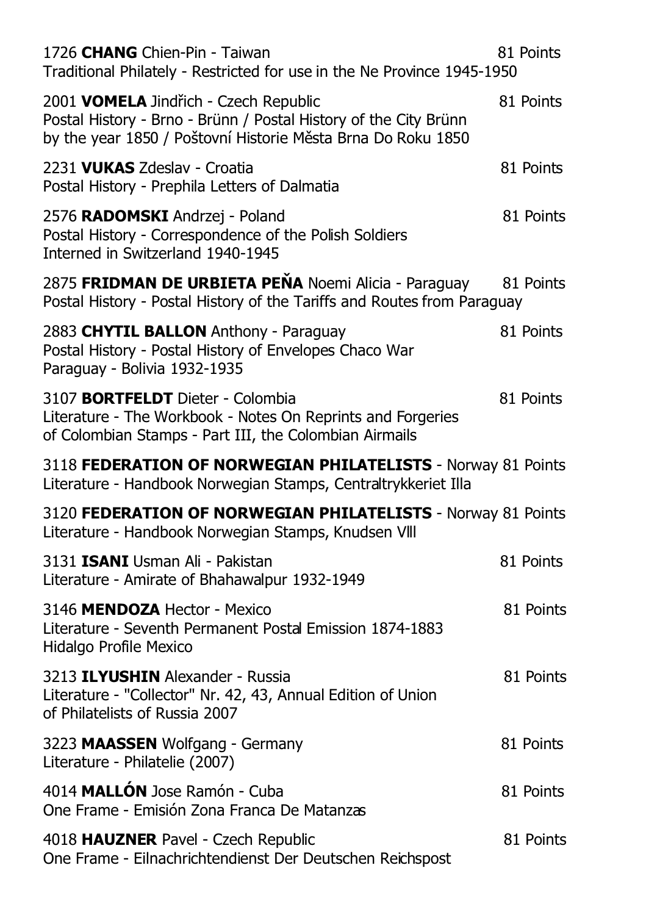1726 **CHANG** Chien-Pin - Taiwan 81 Points
Traditional Philately - Restricted for use in the Ne Province 1945-1950

2001 **VOMELA** Jindřich - Czech Republic 81 Points
Postal History - Brno - Brünn / Postal History of the City Brünn by the year 1850 / Poštovní Historie Města Brna Do Roku 1850

2231 **VUKAS** Zdeslav - Croatia 81 Points
Postal History - Prephila Letters of Dalmatia

2576 **RADOMSKI** Andrzej - Poland 81 Points
Postal History - Correspondence of the Polish Soldiers Interned in Switzerland 1940-1945

2875 **FRIDMAN DE URBIETA PEŇA** Noemi Alicia - Paraguay 81 Points
Postal History - Postal History of the Tariffs and Routes from Paraguay

2883 **CHYTIL BALLON** Anthony - Paraguay 81 Points
Postal History - Postal History of Envelopes Chaco War Paraguay - Bolivia 1932-1935

3107 **BORTFELDT** Dieter - Colombia 81 Points
Literature - The Workbook - Notes On Reprints and Forgeries of Colombian Stamps - Part III, the Colombian Airmails

3118 **FEDERATION OF NORWEGIAN PHILATELISTS** - Norway 81 Points
Literature - Handbook Norwegian Stamps, Centraltrykkeriet Illa

3120 **FEDERATION OF NORWEGIAN PHILATELISTS** - Norway 81 Points
Literature - Handbook Norwegian Stamps, Knudsen Vlll

3131 **ISANI** Usman Ali - Pakistan 81 Points
Literature - Amirate of Bhahawalpur 1932-1949

3146 **MENDOZA** Hector - Mexico 81 Points
Literature - Seventh Permanent Postal Emission 1874-1883 Hidalgo Profile Mexico

3213 **ILYUSHIN** Alexander - Russia 81 Points
Literature - "Collector" Nr. 42, 43, Annual Edition of Union of Philatelists of Russia 2007

3223 **MAASSEN** Wolfgang - Germany 81 Points
Literature - Philatelie (2007)

4014 **MALLÓN** Jose Ramón - Cuba 81 Points
One Frame - Emisión Zona Franca De Matanzas

4018 **HAUZNER** Pavel - Czech Republic 81 Points
One Frame - Eilnachrichtendienst Der Deutschen Reichspost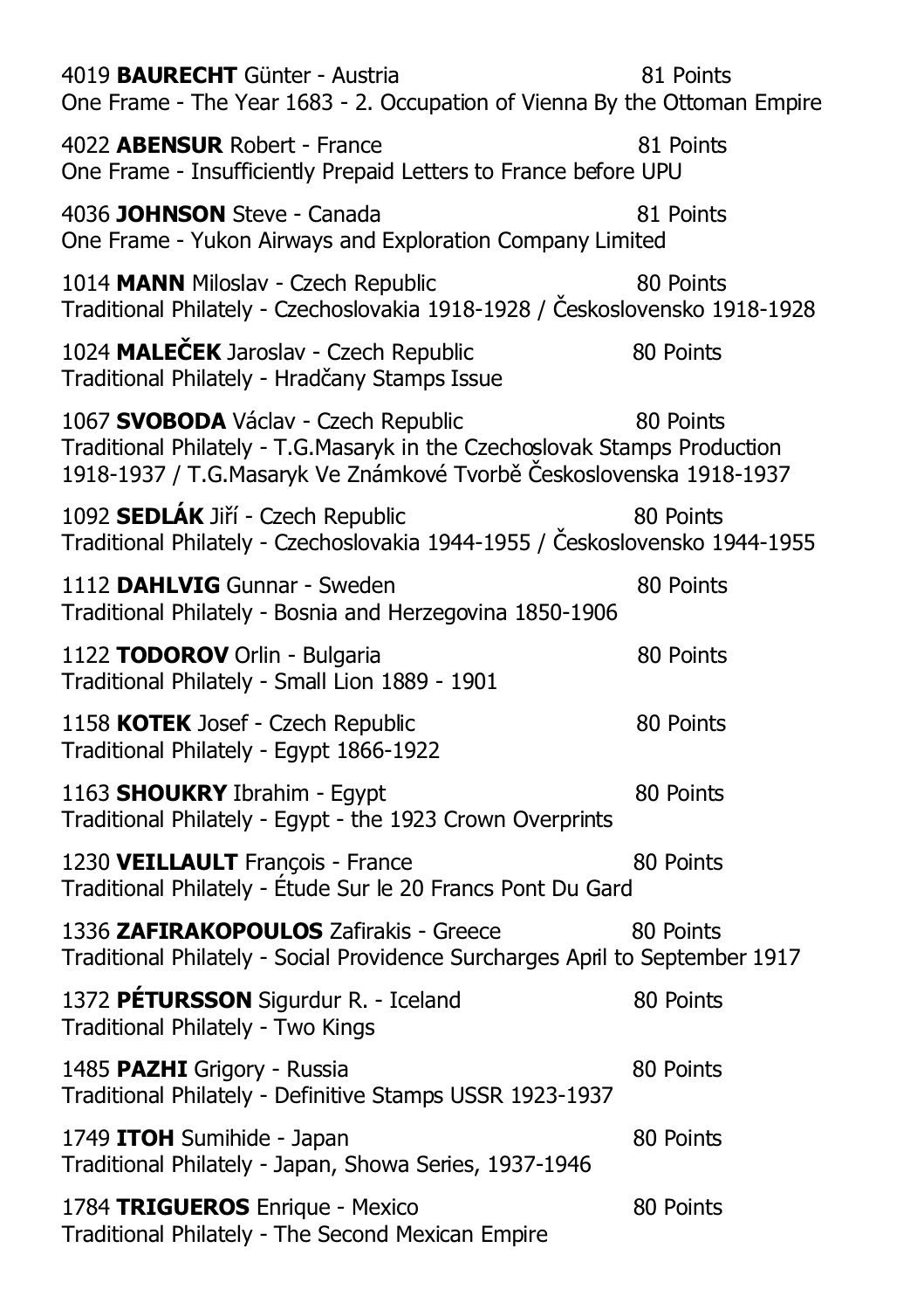4019 **BAURECHT** Günter - Austria 81 Points
One Frame - The Year 1683 - 2. Occupation of Vienna By the Ottoman Empire

4022 **ABENSUR** Robert - France 81 Points
One Frame - Insufficiently Prepaid Letters to France before UPU

4036 **JOHNSON** Steve - Canada 81 Points
One Frame - Yukon Airways and Exploration Company Limited

1014 **MANN** Miloslav - Czech Republic 80 Points
Traditional Philately - Czechoslovakia 1918-1928 / Československo 1918-1928

1024 **MALEČEK** Jaroslav - Czech Republic 80 Points
Traditional Philately - Hradčany Stamps Issue

1067 **SVOBODA** Václav - Czech Republic 80 Points
Traditional Philately - T.G.Masaryk in the Czechoslovak Stamps Production 1918-1937 / T.G.Masaryk Ve Známkové Tvorbě Československa 1918-1937

1092 **SEDLÁK** Jiří - Czech Republic 80 Points
Traditional Philately - Czechoslovakia 1944-1955 / Československo 1944-1955

1112 **DAHLVIG** Gunnar - Sweden 80 Points
Traditional Philately - Bosnia and Herzegovina 1850-1906

1122 **TODOROV** Orlin - Bulgaria 80 Points
Traditional Philately - Small Lion 1889 - 1901

1158 **KOTEK** Josef - Czech Republic 80 Points
Traditional Philately - Egypt 1866-1922

1163 **SHOUKRY** Ibrahim - Egypt 80 Points
Traditional Philately - Egypt - the 1923 Crown Overprints

1230 **VEILLAULT** François - France 80 Points
Traditional Philately - Étude Sur le 20 Francs Pont Du Gard

1336 **ZAFIRAKOPOULOS** Zafirakis - Greece 80 Points
Traditional Philately - Social Providence Surcharges April to September 1917

1372 **PÉTURSSON** Sigurdur R. - Iceland 80 Points
Traditional Philately - Two Kings

1485 **PAZHI** Grigory - Russia 80 Points
Traditional Philately - Definitive Stamps USSR 1923-1937

1749 **ITOH** Sumihide - Japan 80 Points
Traditional Philately - Japan, Showa Series, 1937-1946

1784 **TRIGUEROS** Enrique - Mexico 80 Points
Traditional Philately - The Second Mexican Empire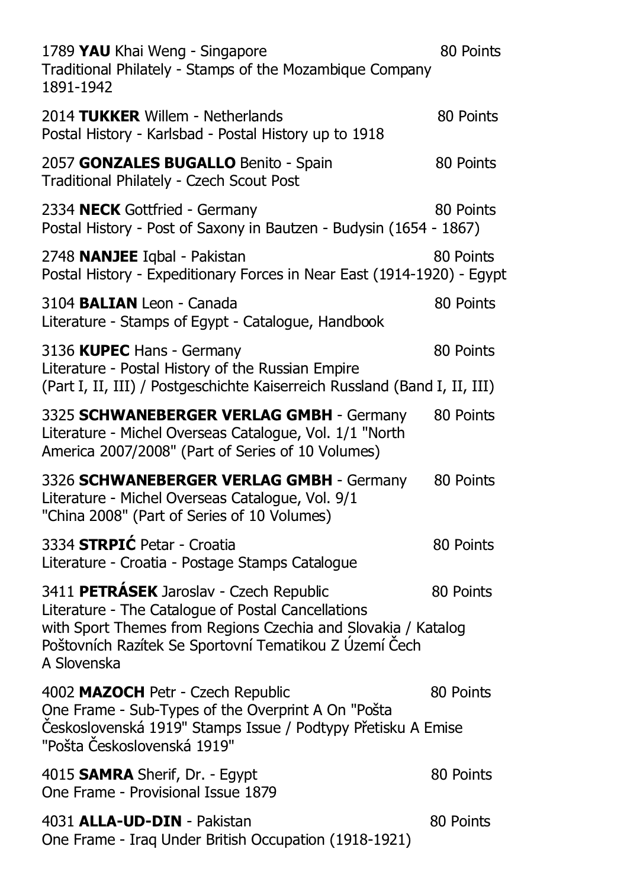1789 **YAU** Khai Weng - Singapore 80 Points
Traditional Philately - Stamps of the Mozambique Company 1891-1942

2014 **TUKKER** Willem - Netherlands 80 Points
Postal History - Karlsbad - Postal History up to 1918

2057 **GONZALES BUGALLO** Benito - Spain 80 Points
Traditional Philately - Czech Scout Post

2334 **NECK** Gottfried - Germany 80 Points
Postal History - Post of Saxony in Bautzen - Budysin (1654 - 1867)

2748 **NANJEE** Iqbal - Pakistan 80 Points
Postal History - Expeditionary Forces in Near East (1914-1920) - Egypt

3104 **BALIAN** Leon - Canada 80 Points
Literature - Stamps of Egypt - Catalogue, Handbook

3136 **KUPEC** Hans - Germany 80 Points
Literature - Postal History of the Russian Empire
(Part I, II, III) / Postgeschichte Kaiserreich Russland (Band I, II, III)

3325 **SCHWANEBERGER VERLAG GMBH** - Germany 80 Points
Literature - Michel Overseas Catalogue, Vol. 1/1 "North America 2007/2008" (Part of Series of 10 Volumes)

3326 **SCHWANEBERGER VERLAG GMBH** - Germany 80 Points
Literature - Michel Overseas Catalogue, Vol. 9/1 "China 2008" (Part of Series of 10 Volumes)

3334 **STRPIĆ** Petar - Croatia 80 Points
Literature - Croatia - Postage Stamps Catalogue

3411 **PETRÁSEK** Jaroslav - Czech Republic 80 Points
Literature - The Catalogue of Postal Cancellations with Sport Themes from Regions Czechia and Slovakia / Katalog Poštovních Razítek Se Sportovní Tematikou Z Území Čech A Slovenska

4002 **MAZOCH** Petr - Czech Republic 80 Points
One Frame - Sub-Types of the Overprint A On "Pošta Československá 1919" Stamps Issue / Podtypy Přetisku A Emise "Pošta Československá 1919"

4015 **SAMRA** Sherif, Dr. - Egypt 80 Points
One Frame - Provisional Issue 1879

4031 **ALLA-UD-DIN** - Pakistan 80 Points
One Frame - Iraq Under British Occupation (1918-1921)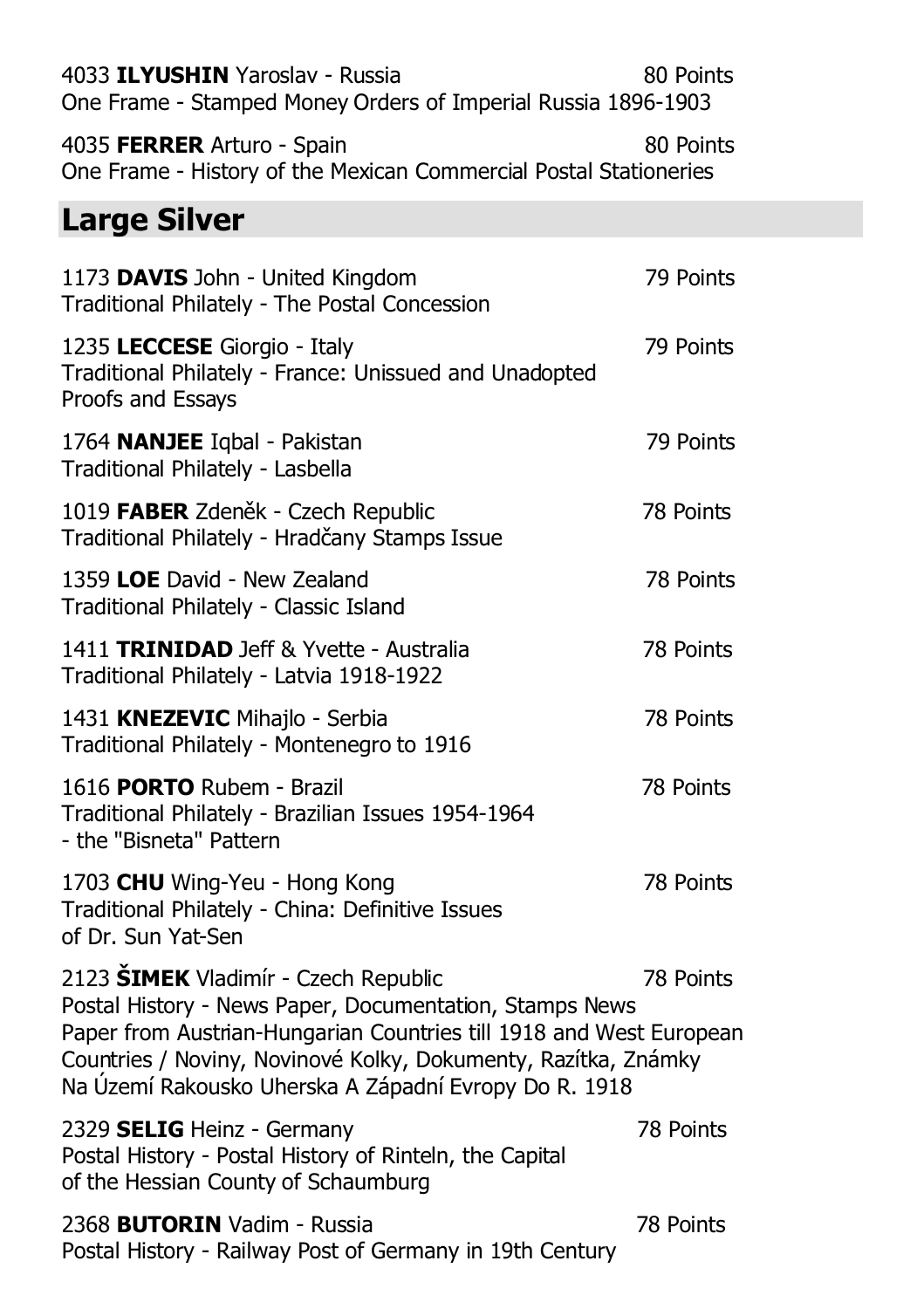4033 **ILYUSHIN** Yaroslav - Russia 80 Points
One Frame - Stamped Money Orders of Imperial Russia 1896-1903

4035 **FERRER** Arturo - Spain 80 Points
One Frame - History of the Mexican Commercial Postal Stationeries

## Large Silver

1173 **DAVIS** John - United Kingdom 79 Points
Traditional Philately - The Postal Concession

1235 **LECCESE** Giorgio - Italy 79 Points
Traditional Philately - France: Unissued and Unadopted Proofs and Essays

1764 **NANJEE** Iqbal - Pakistan 79 Points
Traditional Philately - Lasbella

1019 **FABER** Zdeněk - Czech Republic 78 Points
Traditional Philately - Hradčany Stamps Issue

1359 **LOE** David - New Zealand 78 Points
Traditional Philately - Classic Island

1411 **TRINIDAD** Jeff & Yvette - Australia 78 Points
Traditional Philately - Latvia 1918-1922

1431 **KNEZEVIC** Mihajlo - Serbia 78 Points
Traditional Philately - Montenegro to 1916

1616 **PORTO** Rubem - Brazil 78 Points
Traditional Philately - Brazilian Issues 1954-1964 - the "Bisneta" Pattern

1703 **CHU** Wing-Yeu - Hong Kong 78 Points
Traditional Philately - China: Definitive Issues of Dr. Sun Yat-Sen

2123 **ŠIMEK** Vladimír - Czech Republic 78 Points
Postal History - News Paper, Documentation, Stamps News Paper from Austrian-Hungarian Countries till 1918 and West European Countries / Noviny, Novinové Kolky, Dokumenty, Razítka, Známky Na Území Rakousko Uherska A Západní Evropy Do R. 1918

2329 **SELIG** Heinz - Germany 78 Points
Postal History - Postal History of Rinteln, the Capital of the Hessian County of Schaumburg

2368 **BUTORIN** Vadim - Russia 78 Points
Postal History - Railway Post of Germany in 19th Century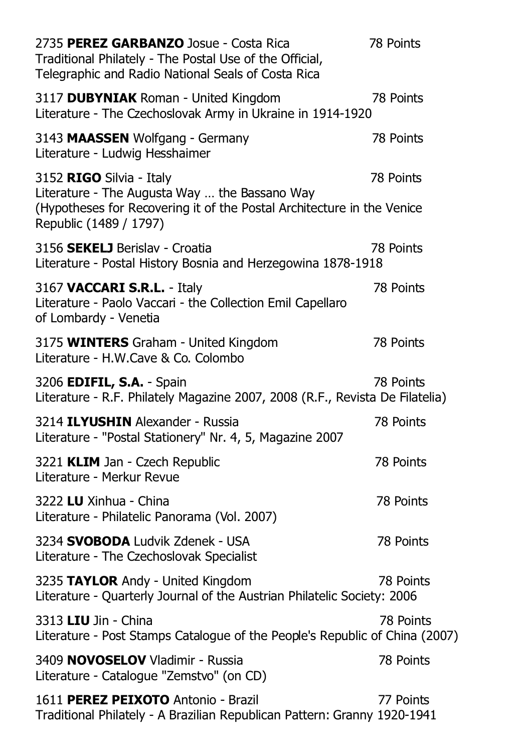2735 **PEREZ GARBANZO** Josue - Costa Rica 78 Points
Traditional Philately - The Postal Use of the Official, Telegraphic and Radio National Seals of Costa Rica

3117 **DUBYNIAK** Roman - United Kingdom 78 Points
Literature - The Czechoslovak Army in Ukraine in 1914-1920

3143 **MAASSEN** Wolfgang - Germany 78 Points
Literature - Ludwig Hesshaimer

3152 **RIGO** Silvia - Italy 78 Points
Literature - The Augusta Way … the Bassano Way
(Hypotheses for Recovering it of the Postal Architecture in the Venice Republic (1489 / 1797)

3156 **SEKELJ** Berislav - Croatia 78 Points
Literature - Postal History Bosnia and Herzegowina 1878-1918

3167 **VACCARI S.R.L.** - Italy 78 Points
Literature - Paolo Vaccari - the Collection Emil Capellaro of Lombardy - Venetia

3175 **WINTERS** Graham - United Kingdom 78 Points
Literature - H.W.Cave & Co. Colombo

3206 **EDIFIL, S.A.** - Spain 78 Points
Literature - R.F. Philately Magazine 2007, 2008 (R.F., Revista De Filatelia)

3214 **ILYUSHIN** Alexander - Russia 78 Points
Literature - "Postal Stationery" Nr. 4, 5, Magazine 2007

3221 **KLIM** Jan - Czech Republic 78 Points
Literature - Merkur Revue

3222 **LU** Xinhua - China 78 Points
Literature - Philatelic Panorama (Vol. 2007)

3234 **SVOBODA** Ludvik Zdenek - USA 78 Points
Literature - The Czechoslovak Specialist

3235 **TAYLOR** Andy - United Kingdom 78 Points
Literature - Quarterly Journal of the Austrian Philatelic Society: 2006

3313 **LIU** Jin - China 78 Points
Literature - Post Stamps Catalogue of the People's Republic of China (2007)

3409 **NOVOSELOV** Vladimir - Russia 78 Points
Literature - Catalogue "Zemstvo" (on CD)

1611 **PEREZ PEIXOTO** Antonio - Brazil 77 Points
Traditional Philately - A Brazilian Republican Pattern: Granny 1920-1941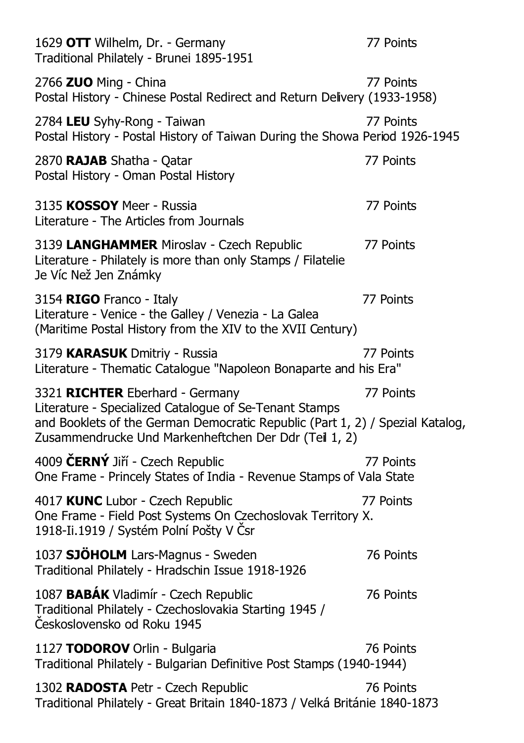1629 **OTT** Wilhelm, Dr. - Germany 77 Points
Traditional Philately - Brunei 1895-1951

2766 **ZUO** Ming - China 77 Points
Postal History - Chinese Postal Redirect and Return Delivery (1933-1958)

2784 **LEU** Syhy-Rong - Taiwan 77 Points
Postal History - Postal History of Taiwan During the Showa Period 1926-1945

2870 **RAJAB** Shatha - Qatar 77 Points
Postal History - Oman Postal History

3135 **KOSSOY** Meer - Russia 77 Points
Literature - The Articles from Journals

3139 **LANGHAMMER** Miroslav - Czech Republic 77 Points
Literature - Philately is more than only Stamps / Filatelie Je Víc Než Jen Známky

3154 **RIGO** Franco - Italy 77 Points
Literature - Venice - the Galley / Venezia - La Galea (Maritime Postal History from the XIV to the XVII Century)

3179 **KARASUK** Dmitriy - Russia 77 Points
Literature - Thematic Catalogue "Napoleon Bonaparte and his Era"

3321 **RICHTER** Eberhard - Germany 77 Points
Literature - Specialized Catalogue of Se-Tenant Stamps and Booklets of the German Democratic Republic (Part 1, 2) / Spezial Katalog, Zusammendrucke Und Markenheftchen Der Ddr (Teil 1, 2)

4009 **ČERNÝ** Jiří - Czech Republic 77 Points
One Frame - Princely States of India - Revenue Stamps of Vala State

4017 **KUNC** Lubor - Czech Republic 77 Points
One Frame - Field Post Systems On Czechoslovak Territory X. 1918-Ii.1919 / Systém Polní Pošty V Čsr

1037 **SJÖHOLM** Lars-Magnus - Sweden 76 Points
Traditional Philately - Hradschin Issue 1918-1926

1087 **BABÁK** Vladimír - Czech Republic 76 Points
Traditional Philately - Czechoslovakia Starting 1945 / Československo od Roku 1945

1127 **TODOROV** Orlin - Bulgaria 76 Points
Traditional Philately - Bulgarian Definitive Post Stamps (1940-1944)

1302 **RADOSTA** Petr - Czech Republic 76 Points
Traditional Philately - Great Britain 1840-1873 / Velká Británie 1840-1873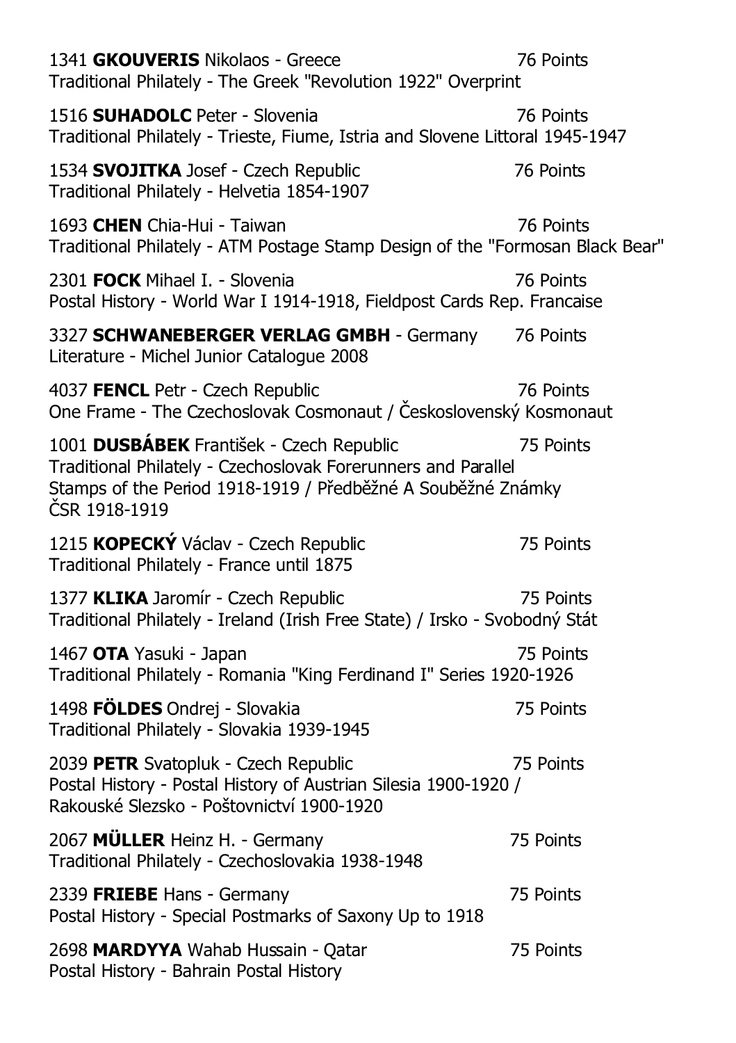1341 **GKOUVERIS** Nikolaos - Greece 76 Points
Traditional Philately - The Greek "Revolution 1922" Overprint

1516 **SUHADOLC** Peter - Slovenia 76 Points
Traditional Philately - Trieste, Fiume, Istria and Slovene Littoral 1945-1947

1534 **SVOJITKA** Josef - Czech Republic 76 Points
Traditional Philately - Helvetia 1854-1907

1693 **CHEN** Chia-Hui - Taiwan 76 Points
Traditional Philately - ATM Postage Stamp Design of the "Formosan Black Bear"

2301 **FOCK** Mihael I. - Slovenia 76 Points
Postal History - World War I 1914-1918, Fieldpost Cards Rep. Francaise

3327 **SCHWANEBERGER VERLAG GMBH** - Germany 76 Points
Literature - Michel Junior Catalogue 2008

4037 **FENCL** Petr - Czech Republic 76 Points
One Frame - The Czechoslovak Cosmonaut / Československý Kosmonaut

1001 **DUSBÁBEK** František - Czech Republic 75 Points
Traditional Philately - Czechoslovak Forerunners and Parallel Stamps of the Period 1918-1919 / Předběžné A Souběžné Známky ČSR 1918-1919

1215 **KOPECKÝ** Václav - Czech Republic 75 Points
Traditional Philately - France until 1875

1377 **KLIKA** Jaromír - Czech Republic 75 Points
Traditional Philately - Ireland (Irish Free State) / Irsko - Svobodný Stát

1467 **OTA** Yasuki - Japan 75 Points
Traditional Philately - Romania "King Ferdinand I" Series 1920-1926

1498 **FÖLDES** Ondrej - Slovakia 75 Points
Traditional Philately - Slovakia 1939-1945

2039 **PETR** Svatopluk - Czech Republic 75 Points
Postal History - Postal History of Austrian Silesia 1900-1920 / Rakouské Slezsko - Poštovnictví 1900-1920

2067 **MÜLLER** Heinz H. - Germany 75 Points
Traditional Philately - Czechoslovakia 1938-1948

2339 **FRIEBE** Hans - Germany 75 Points
Postal History - Special Postmarks of Saxony Up to 1918

2698 **MARDYYA** Wahab Hussain - Qatar 75 Points
Postal History - Bahrain Postal History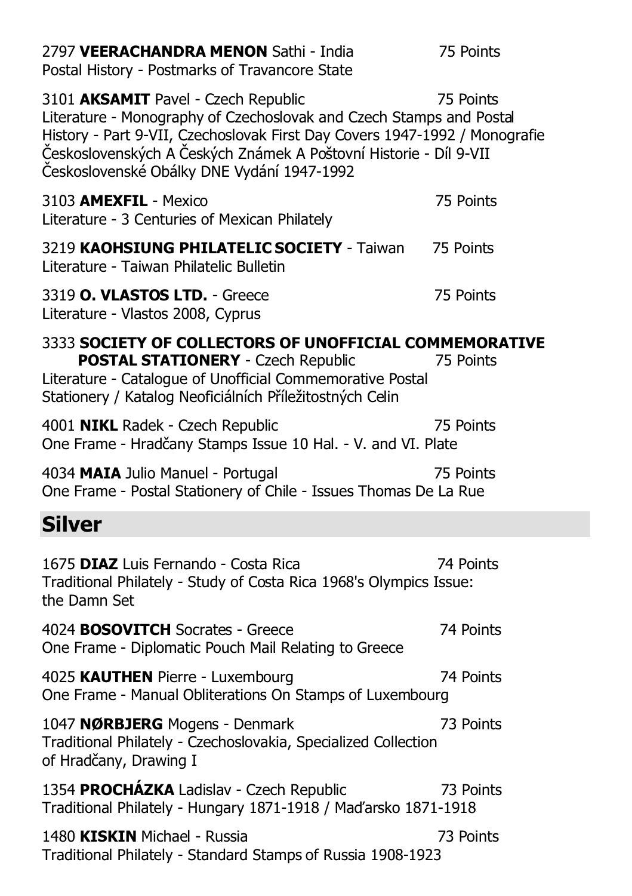2797 **VEERACHANDRA MENON** Sathi - India 75 Points
Postal History - Postmarks of Travancore State

3101 **AKSAMIT** Pavel - Czech Republic 75 Points
Literature - Monography of Czechoslovak and Czech Stamps and Postal History - Part 9-VII, Czechoslovak First Day Covers 1947-1992 / Monografie Československých A Českých Známek A Poštovní Historie - Díl 9-VII Československé Obálky DNE Vydání 1947-1992

3103 **AMEXFIL** - Mexico 75 Points
Literature - 3 Centuries of Mexican Philately

3219 **KAOHSIUNG PHILATELIC SOCIETY** - Taiwan 75 Points
Literature - Taiwan Philatelic Bulletin

3319 **O. VLASTOS LTD.** - Greece 75 Points
Literature - Vlastos 2008, Cyprus

3333 **SOCIETY OF COLLECTORS OF UNOFFICIAL COMMEMORATIVE POSTAL STATIONERY** - Czech Republic 75 Points
Literature - Catalogue of Unofficial Commemorative Postal Stationery / Katalog Neoficiálních Příležitostných Celin

4001 **NIKL** Radek - Czech Republic 75 Points
One Frame - Hradčany Stamps Issue 10 Hal. - V. and VI. Plate

4034 **MAIA** Julio Manuel - Portugal 75 Points
One Frame - Postal Stationery of Chile - Issues Thomas De La Rue

## Silver

1675 **DIAZ** Luis Fernando - Costa Rica 74 Points
Traditional Philately - Study of Costa Rica 1968's Olympics Issue: the Damn Set

4024 **BOSOVITCH** Socrates - Greece 74 Points
One Frame - Diplomatic Pouch Mail Relating to Greece

4025 **KAUTHEN** Pierre - Luxembourg 74 Points
One Frame - Manual Obliterations On Stamps of Luxembourg

1047 **NØRBJERG** Mogens - Denmark 73 Points
Traditional Philately - Czechoslovakia, Specialized Collection of Hradčany, Drawing I

1354 **PROCHÁZKA** Ladislav - Czech Republic 73 Points
Traditional Philately - Hungary 1871-1918 / Maďarsko 1871-1918

1480 **KISKIN** Michael - Russia 73 Points
Traditional Philately - Standard Stamps of Russia 1908-1923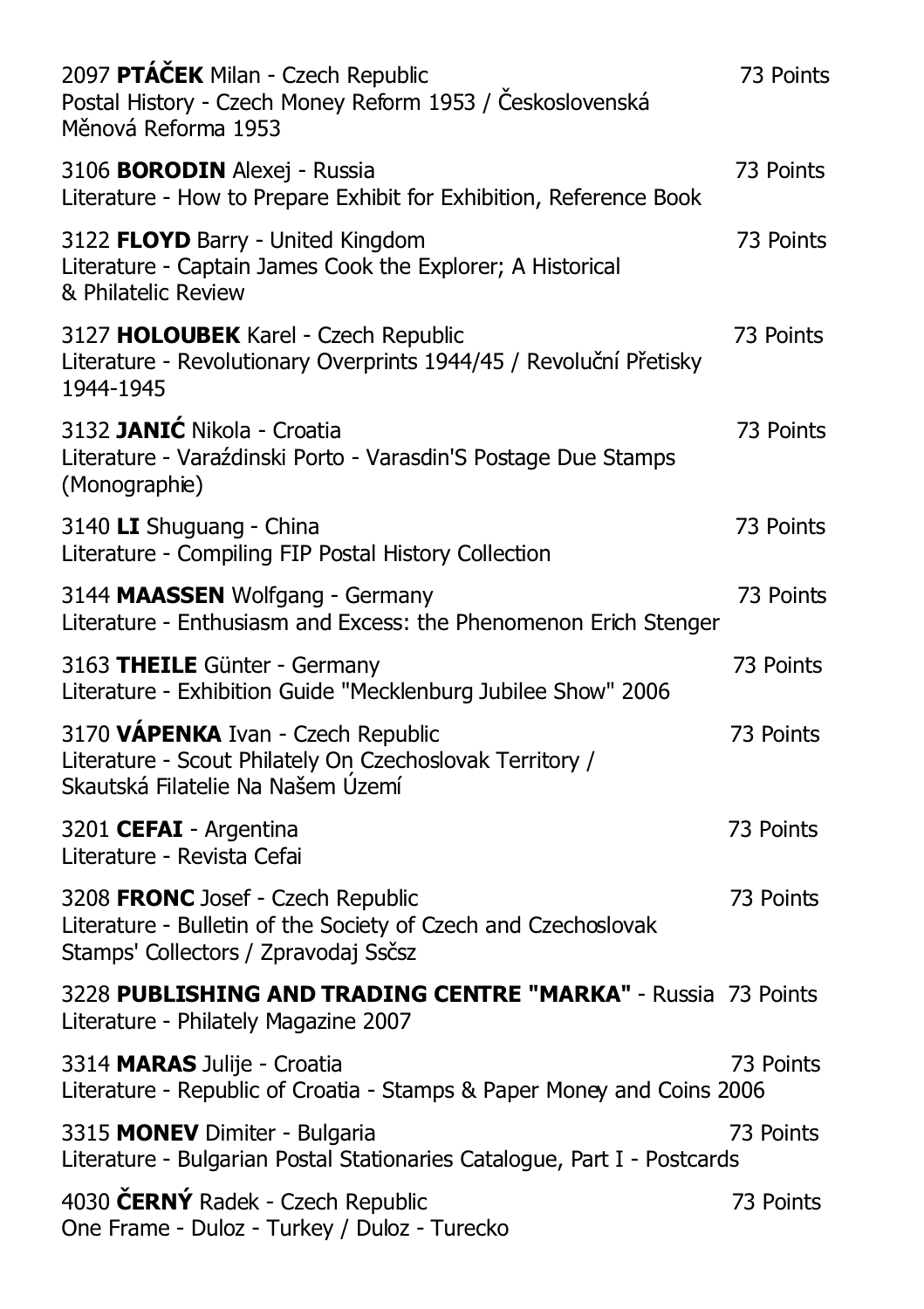2097 **PTÁČEK** Milan - Czech Republic — 73 Points
Postal History - Czech Money Reform 1953 / Československá Měnová Reforma 1953

3106 **BORODIN** Alexej - Russia — 73 Points
Literature - How to Prepare Exhibit for Exhibition, Reference Book

3122 **FLOYD** Barry - United Kingdom — 73 Points
Literature - Captain James Cook the Explorer; A Historical & Philatelic Review

3127 **HOLOUBEK** Karel - Czech Republic — 73 Points
Literature - Revolutionary Overprints 1944/45 / Revoluční Přetisky 1944-1945

3132 **JANIĆ** Nikola - Croatia — 73 Points
Literature - Varaźdinski Porto - Varasdin'S Postage Due Stamps (Monographie)

3140 **LI** Shuguang - China — 73 Points
Literature - Compiling FIP Postal History Collection

3144 **MAASSEN** Wolfgang - Germany — 73 Points
Literature - Enthusiasm and Excess: the Phenomenon Erich Stenger

3163 **THEILE** Günter - Germany — 73 Points
Literature - Exhibition Guide "Mecklenburg Jubilee Show" 2006

3170 **VÁPENKA** Ivan - Czech Republic — 73 Points
Literature - Scout Philately On Czechoslovak Territory / Skautská Filatelie Na Našem Území

3201 **CEFAI** - Argentina — 73 Points
Literature - Revista Cefai

3208 **FRONC** Josef - Czech Republic — 73 Points
Literature - Bulletin of the Society of Czech and Czechoslovak Stamps' Collectors / Zpravodaj Ssčsz

3228 **PUBLISHING AND TRADING CENTRE "MARKA"** - Russia — 73 Points
Literature - Philately Magazine 2007

3314 **MARAS** Julije - Croatia — 73 Points
Literature - Republic of Croatia - Stamps & Paper Money and Coins 2006

3315 **MONEV** Dimiter - Bulgaria — 73 Points
Literature - Bulgarian Postal Stationaries Catalogue, Part I - Postcards

4030 **ČERNÝ** Radek - Czech Republic — 73 Points
One Frame - Duloz - Turkey / Duloz - Turecko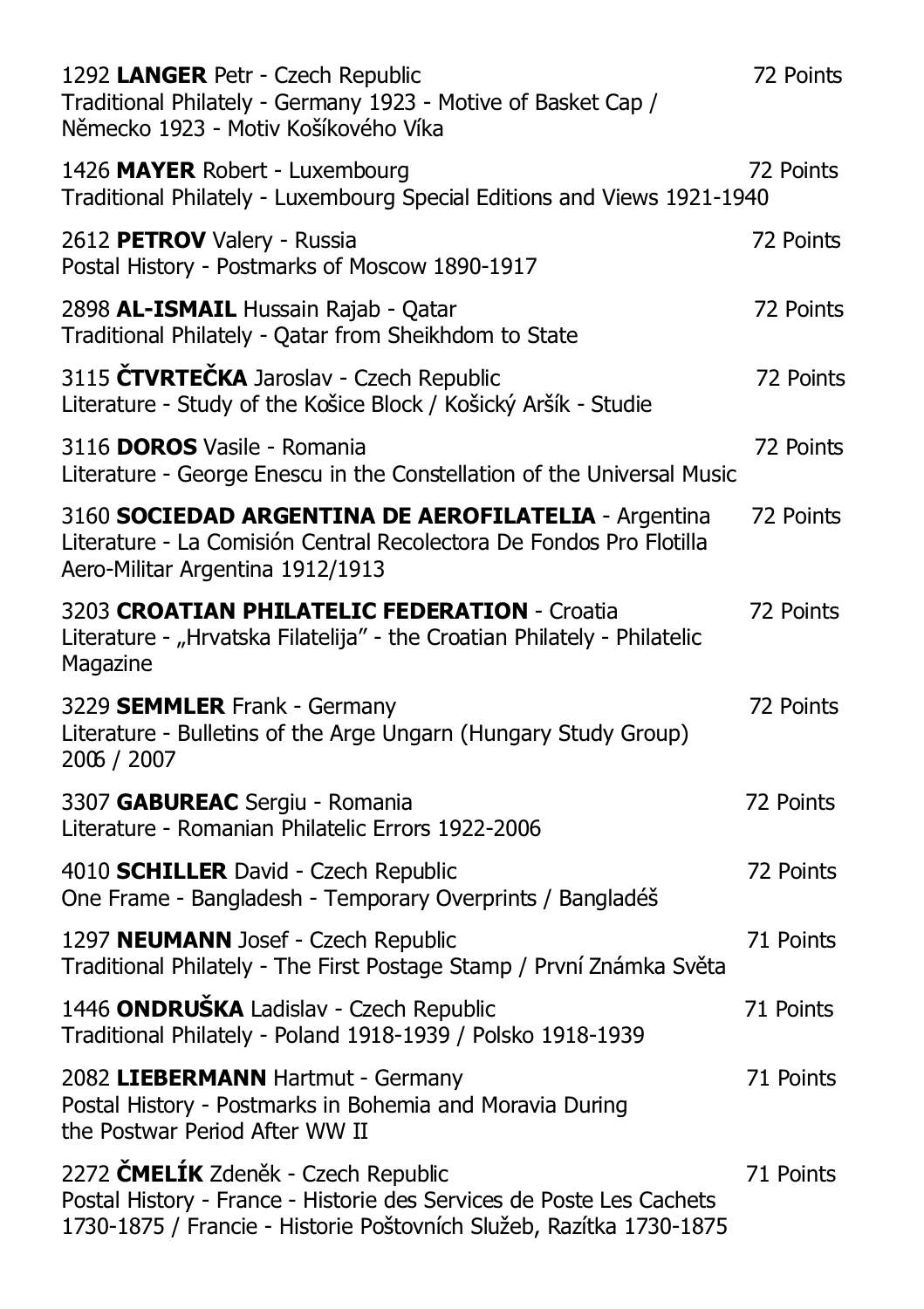1292 **LANGER** Petr - Czech Republic 72 Points
Traditional Philately - Germany 1923 - Motive of Basket Cap / Německo 1923 - Motiv Košíkového Víka

1426 **MAYER** Robert - Luxembourg 72 Points
Traditional Philately - Luxembourg Special Editions and Views 1921-1940

2612 **PETROV** Valery - Russia 72 Points
Postal History - Postmarks of Moscow 1890-1917

2898 **AL-ISMAIL** Hussain Rajab - Qatar 72 Points
Traditional Philately - Qatar from Sheikhdom to State

3115 **ČTVRTEČKA** Jaroslav - Czech Republic 72 Points
Literature - Study of the Košice Block / Košický Aršík - Studie

3116 **DOROS** Vasile - Romania 72 Points
Literature - George Enescu in the Constellation of the Universal Music

3160 **SOCIEDAD ARGENTINA DE AEROFILATELIA** - Argentina 72 Points
Literature - La Comisión Central Recolectora De Fondos Pro Flotilla Aero-Militar Argentina 1912/1913

3203 **CROATIAN PHILATELIC FEDERATION** - Croatia 72 Points
Literature - „Hrvatska Filatelija" - the Croatian Philately - Philatelic Magazine

3229 **SEMMLER** Frank - Germany 72 Points
Literature - Bulletins of the Arge Ungarn (Hungary Study Group) 2006 / 2007

3307 **GABUREAC** Sergiu - Romania 72 Points
Literature - Romanian Philatelic Errors 1922-2006

4010 **SCHILLER** David - Czech Republic 72 Points
One Frame - Bangladesh - Temporary Overprints / Bangladéš

1297 **NEUMANN** Josef - Czech Republic 71 Points
Traditional Philately - The First Postage Stamp / První Známka Světa

1446 **ONDRUŠKA** Ladislav - Czech Republic 71 Points
Traditional Philately - Poland 1918-1939 / Polsko 1918-1939

2082 **LIEBERMANN** Hartmut - Germany 71 Points
Postal History - Postmarks in Bohemia and Moravia During the Postwar Period After WW II

2272 **ČMELÍK** Zdeněk - Czech Republic 71 Points
Postal History - France - Historie des Services de Poste Les Cachets 1730-1875 / Francie - Historie Poštovních Služeb, Razítka 1730-1875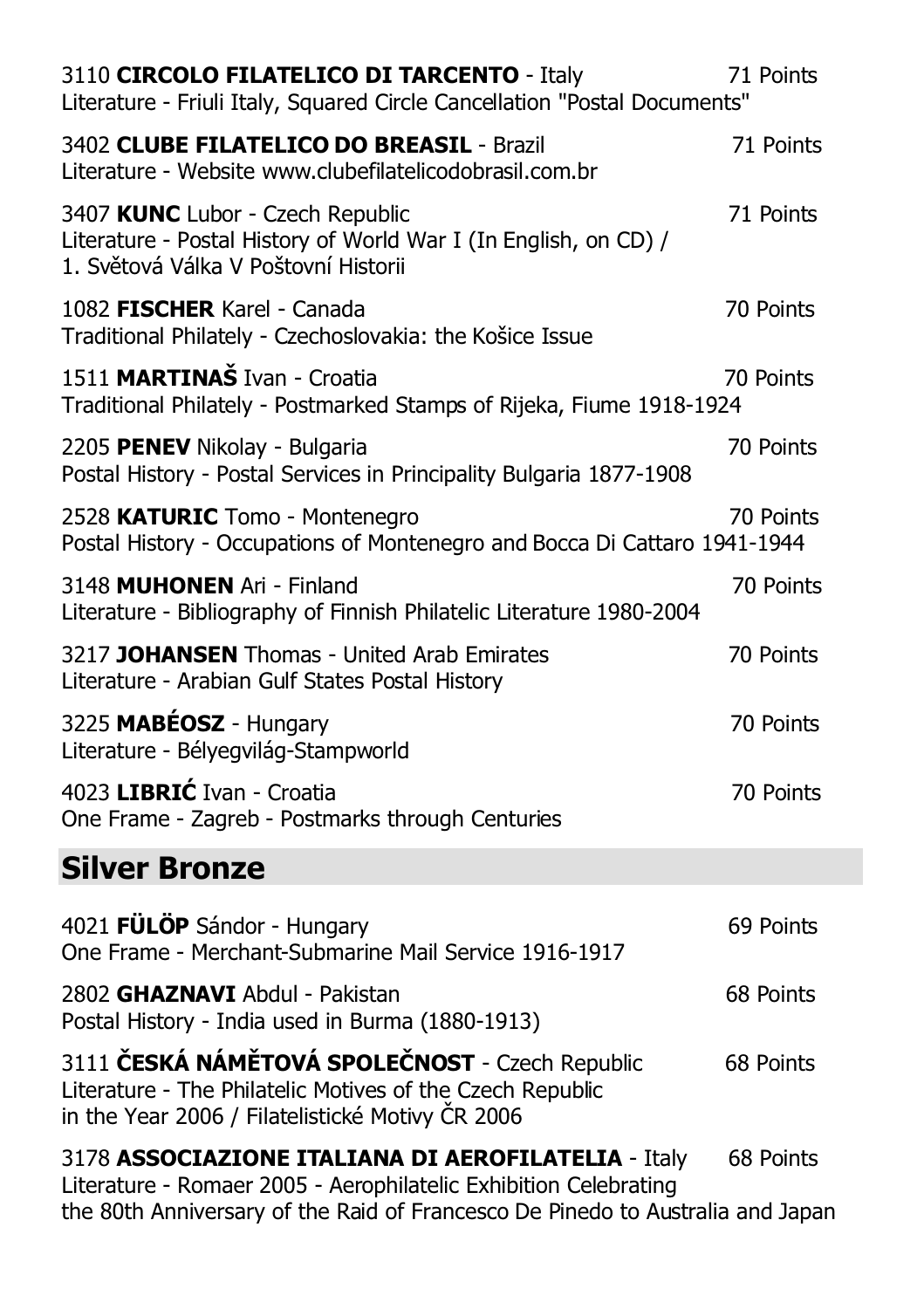3110 **CIRCOLO FILATELICO DI TARCENTO** - Italy 71 Points
Literature - Friuli Italy, Squared Circle Cancellation "Postal Documents"

3402 **CLUBE FILATELICO DO BREASIL** - Brazil 71 Points
Literature - Website www.clubefilatelicodobrasil.com.br

3407 **KUNC** Lubor - Czech Republic 71 Points
Literature - Postal History of World War I (In English, on CD) /
1. Světová Válka V Poštovní Historii

1082 **FISCHER** Karel - Canada 70 Points
Traditional Philately - Czechoslovakia: the Košice Issue

1511 **MARTINAŠ** Ivan - Croatia 70 Points
Traditional Philately - Postmarked Stamps of Rijeka, Fiume 1918-1924

2205 **PENEV** Nikolay - Bulgaria 70 Points
Postal History - Postal Services in Principality Bulgaria 1877-1908

2528 **KATURIC** Tomo - Montenegro 70 Points
Postal History - Occupations of Montenegro and Bocca Di Cattaro 1941-1944

3148 **MUHONEN** Ari - Finland 70 Points
Literature - Bibliography of Finnish Philatelic Literature 1980-2004

3217 **JOHANSEN** Thomas - United Arab Emirates 70 Points
Literature - Arabian Gulf States Postal History

3225 **MABÉOSZ** - Hungary 70 Points
Literature - Bélyegvilág-Stampworld

4023 **LIBRIĆ** Ivan - Croatia 70 Points
One Frame - Zagreb - Postmarks through Centuries

## Silver Bronze

4021 **FÜLÖP** Sándor - Hungary 69 Points
One Frame - Merchant-Submarine Mail Service 1916-1917

2802 **GHAZNAVI** Abdul - Pakistan 68 Points
Postal History - India used in Burma (1880-1913)

3111 **ČESKÁ NÁMĚTOVÁ SPOLEČNOST** - Czech Republic 68 Points
Literature - The Philatelic Motives of the Czech Republic
in the Year 2006 / Filatelistické Motivy ČR 2006

3178 **ASSOCIAZIONE ITALIANA DI AEROFILATELIA** - Italy 68 Points
Literature - Romaer 2005 - Aerophilatelic Exhibition Celebrating
the 80th Anniversary of the Raid of Francesco De Pinedo to Australia and Japan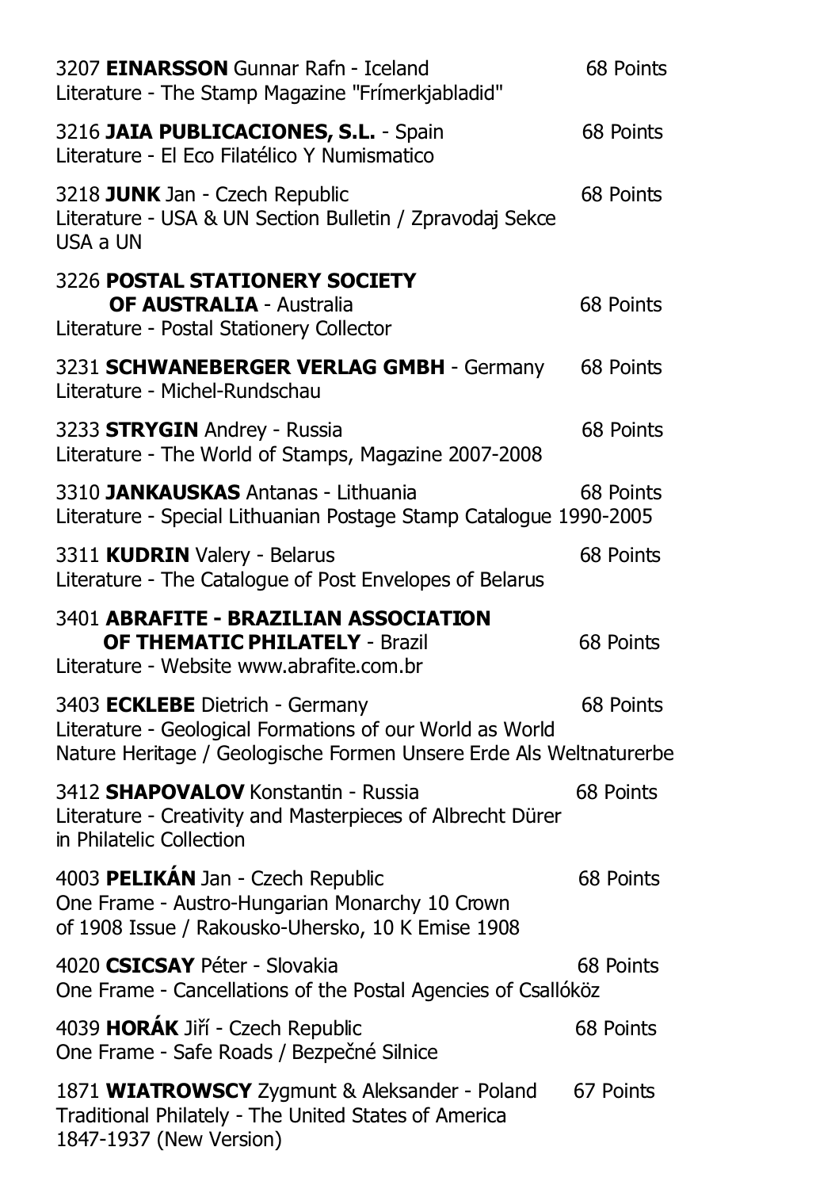3207 **EINARSSON** Gunnar Rafn - Iceland 68 Points
Literature - The Stamp Magazine "Frímerkjabladid"

3216 **JAIA PUBLICACIONES, S.L.** - Spain 68 Points
Literature - El Eco Filatélico Y Numismatico

3218 **JUNK** Jan - Czech Republic 68 Points
Literature - USA & UN Section Bulletin / Zpravodaj Sekce USA a UN

3226 **POSTAL STATIONERY SOCIETY OF AUSTRALIA** - Australia 68 Points
Literature - Postal Stationery Collector

3231 **SCHWANEBERGER VERLAG GMBH** - Germany 68 Points
Literature - Michel-Rundschau

3233 **STRYGIN** Andrey - Russia 68 Points
Literature - The World of Stamps, Magazine 2007-2008

3310 **JANKAUSKAS** Antanas - Lithuania 68 Points
Literature - Special Lithuanian Postage Stamp Catalogue 1990-2005

3311 **KUDRIN** Valery - Belarus 68 Points
Literature - The Catalogue of Post Envelopes of Belarus

3401 **ABRAFITE - BRAZILIAN ASSOCIATION OF THEMATIC PHILATELY** - Brazil 68 Points
Literature - Website www.abrafite.com.br

3403 **ECKLEBE** Dietrich - Germany 68 Points
Literature - Geological Formations of our World as World Nature Heritage / Geologische Formen Unsere Erde Als Weltnaturerbe

3412 **SHAPOVALOV** Konstantin - Russia 68 Points
Literature - Creativity and Masterpieces of Albrecht Dürer in Philatelic Collection

4003 **PELIKÁN** Jan - Czech Republic 68 Points
One Frame - Austro-Hungarian Monarchy 10 Crown of 1908 Issue / Rakousko-Uhersko, 10 K Emise 1908

4020 **CSICSAY** Péter - Slovakia 68 Points
One Frame - Cancellations of the Postal Agencies of Csallóköz

4039 **HORÁK** Jiří - Czech Republic 68 Points
One Frame - Safe Roads / Bezpečné Silnice

1871 **WIATROWSCY** Zygmunt & Aleksander - Poland 67 Points
Traditional Philately - The United States of America 1847-1937 (New Version)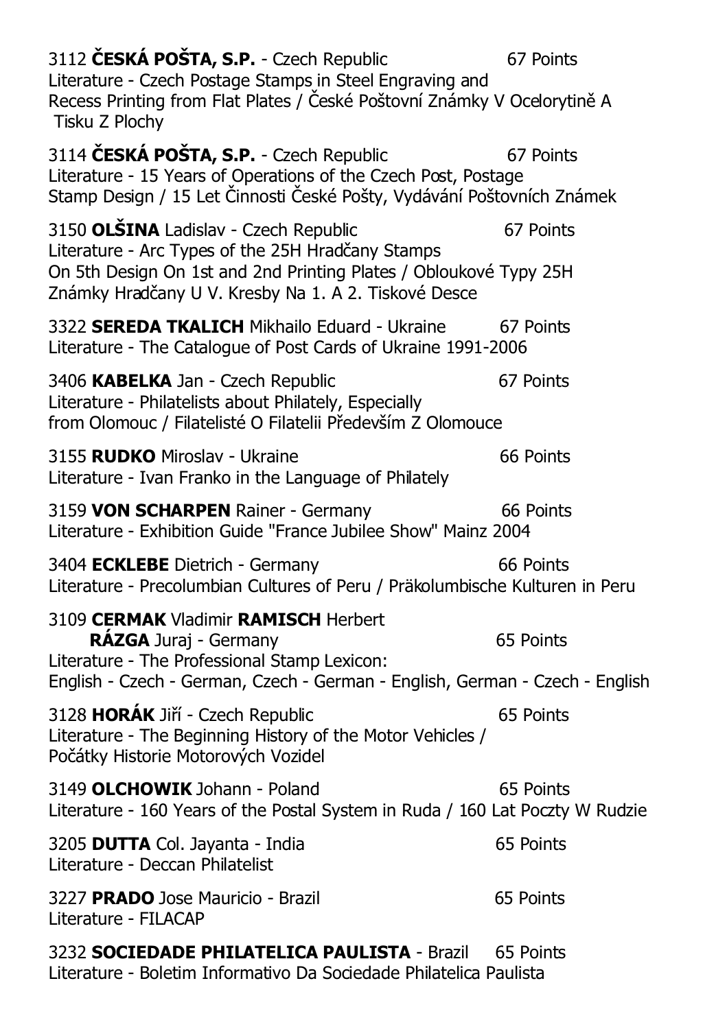3112 **ČESKÁ POŠTA, S.P.** - Czech Republic 67 Points
Literature - Czech Postage Stamps in Steel Engraving and Recess Printing from Flat Plates / České Poštovní Známky V Ocelorytině A Tisku Z Plochy

3114 **ČESKÁ POŠTA, S.P.** - Czech Republic 67 Points
Literature - 15 Years of Operations of the Czech Post, Postage Stamp Design / 15 Let Činnosti České Pošty, Vydávání Poštovních Známek

3150 **OLŠINA** Ladislav - Czech Republic 67 Points
Literature - Arc Types of the 25H Hradčany Stamps On 5th Design On 1st and 2nd Printing Plates / Obloukové Typy 25H Známky Hradčany U V. Kresby Na 1. A 2. Tiskové Desce

3322 **SEREDA TKALICH** Mikhailo Eduard - Ukraine 67 Points
Literature - The Catalogue of Post Cards of Ukraine 1991-2006

3406 **KABELKA** Jan - Czech Republic 67 Points
Literature - Philatelists about Philately, Especially from Olomouc / Filatelisté O Filatelii Především Z Olomouce

3155 **RUDKO** Miroslav - Ukraine 66 Points
Literature - Ivan Franko in the Language of Philately

3159 **VON SCHARPEN** Rainer - Germany 66 Points
Literature - Exhibition Guide "France Jubilee Show" Mainz 2004

3404 **ECKLEBE** Dietrich - Germany 66 Points
Literature - Precolumbian Cultures of Peru / Präkolumbische Kulturen in Peru

3109 **CERMAK** Vladimir **RAMISCH** Herbert **RÁZGA** Juraj - Germany 65 Points
Literature - The Professional Stamp Lexicon: English - Czech - German, Czech - German - English, German - Czech - English

3128 **HORÁK** Jiří - Czech Republic 65 Points
Literature - The Beginning History of the Motor Vehicles / Počátky Historie Motorových Vozidel

3149 **OLCHOWIK** Johann - Poland 65 Points
Literature - 160 Years of the Postal System in Ruda / 160 Lat Poczty W Rudzie

3205 **DUTTA** Col. Jayanta - India 65 Points
Literature - Deccan Philatelist

3227 **PRADO** Jose Mauricio - Brazil 65 Points
Literature - FILACAP

3232 **SOCIEDADE PHILATELICA PAULISTA** - Brazil 65 Points
Literature - Boletim Informativo Da Sociedade Philatelica Paulista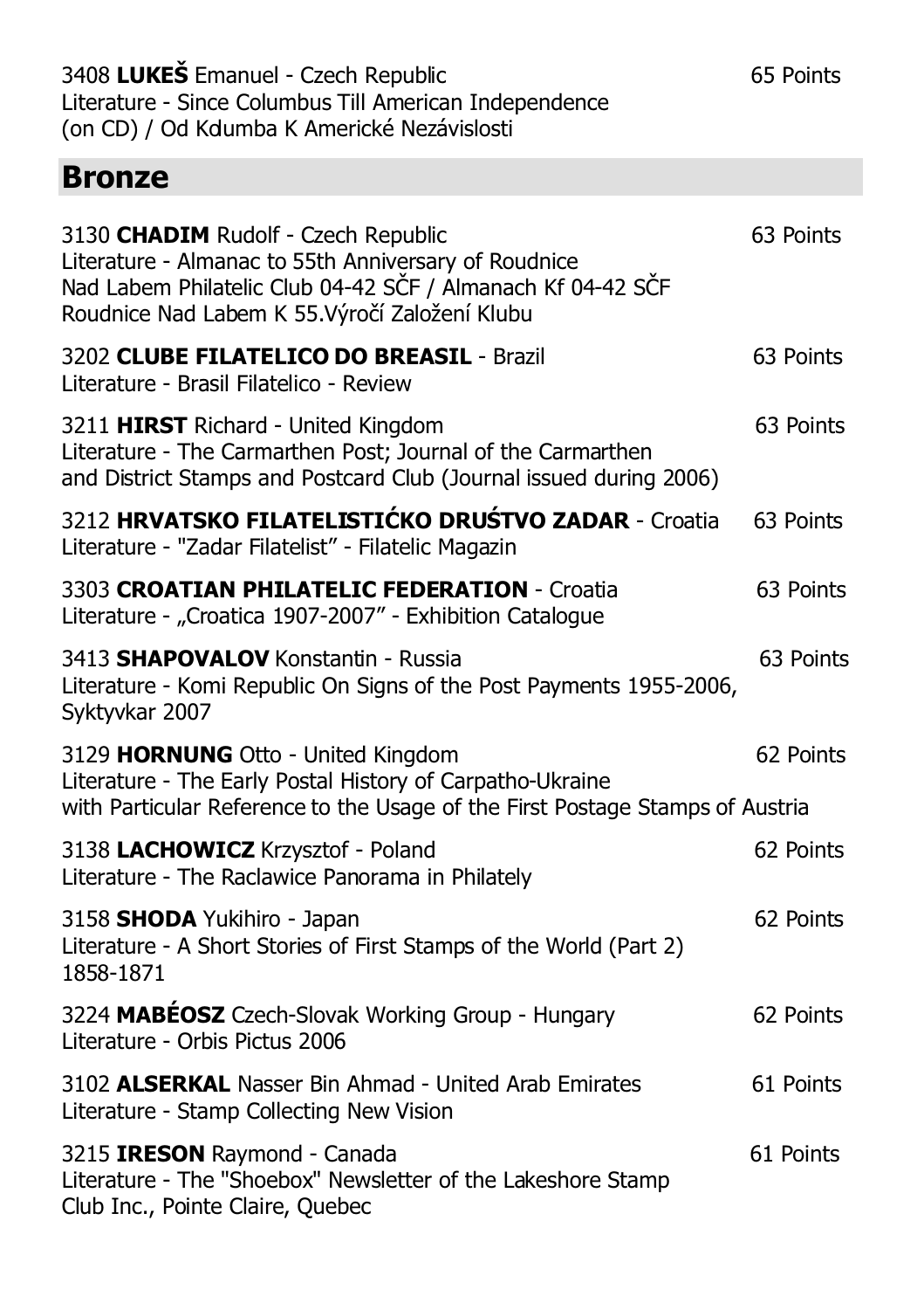3408 **LUKEŠ** Emanuel - Czech Republic 65 Points
Literature - Since Columbus Till American Independence
(on CD) / Od Kdumba K Americké Nezávislosti

## Bronze

3130 **CHADIM** Rudolf - Czech Republic 63 Points
Literature - Almanac to 55th Anniversary of Roudnice
Nad Labem Philatelic Club 04-42 SČF / Almanach Kf 04-42 SČF
Roudnice Nad Labem K 55.Výročí Založení Klubu

3202 **CLUBE FILATELICO DO BREASIL** - Brazil 63 Points
Literature - Brasil Filatelico - Review

3211 **HIRST** Richard - United Kingdom 63 Points
Literature - The Carmarthen Post; Journal of the Carmarthen
and District Stamps and Postcard Club (Journal issued during 2006)

3212 **HRVATSKO FILATELISTIĆKO DRUŚTVO ZADAR** - Croatia 63 Points
Literature - "Zadar Filatelist" - Filatelic Magazin

3303 **CROATIAN PHILATELIC FEDERATION** - Croatia 63 Points
Literature - „Croatica 1907-2007" - Exhibition Catalogue

3413 **SHAPOVALOV** Konstantin - Russia 63 Points
Literature - Komi Republic On Signs of the Post Payments 1955-2006,
Syktyvkar 2007

3129 **HORNUNG** Otto - United Kingdom 62 Points
Literature - The Early Postal History of Carpatho-Ukraine
with Particular Reference to the Usage of the First Postage Stamps of Austria

3138 **LACHOWICZ** Krzysztof - Poland 62 Points
Literature - The Raclawice Panorama in Philately

3158 **SHODA** Yukihiro - Japan 62 Points
Literature - A Short Stories of First Stamps of the World (Part 2)
1858-1871

3224 **MABÉOSZ** Czech-Slovak Working Group - Hungary 62 Points
Literature - Orbis Pictus 2006

3102 **ALSERKAL** Nasser Bin Ahmad - United Arab Emirates 61 Points
Literature - Stamp Collecting New Vision

3215 **IRESON** Raymond - Canada 61 Points
Literature - The "Shoebox" Newsletter of the Lakeshore Stamp
Club Inc., Pointe Claire, Quebec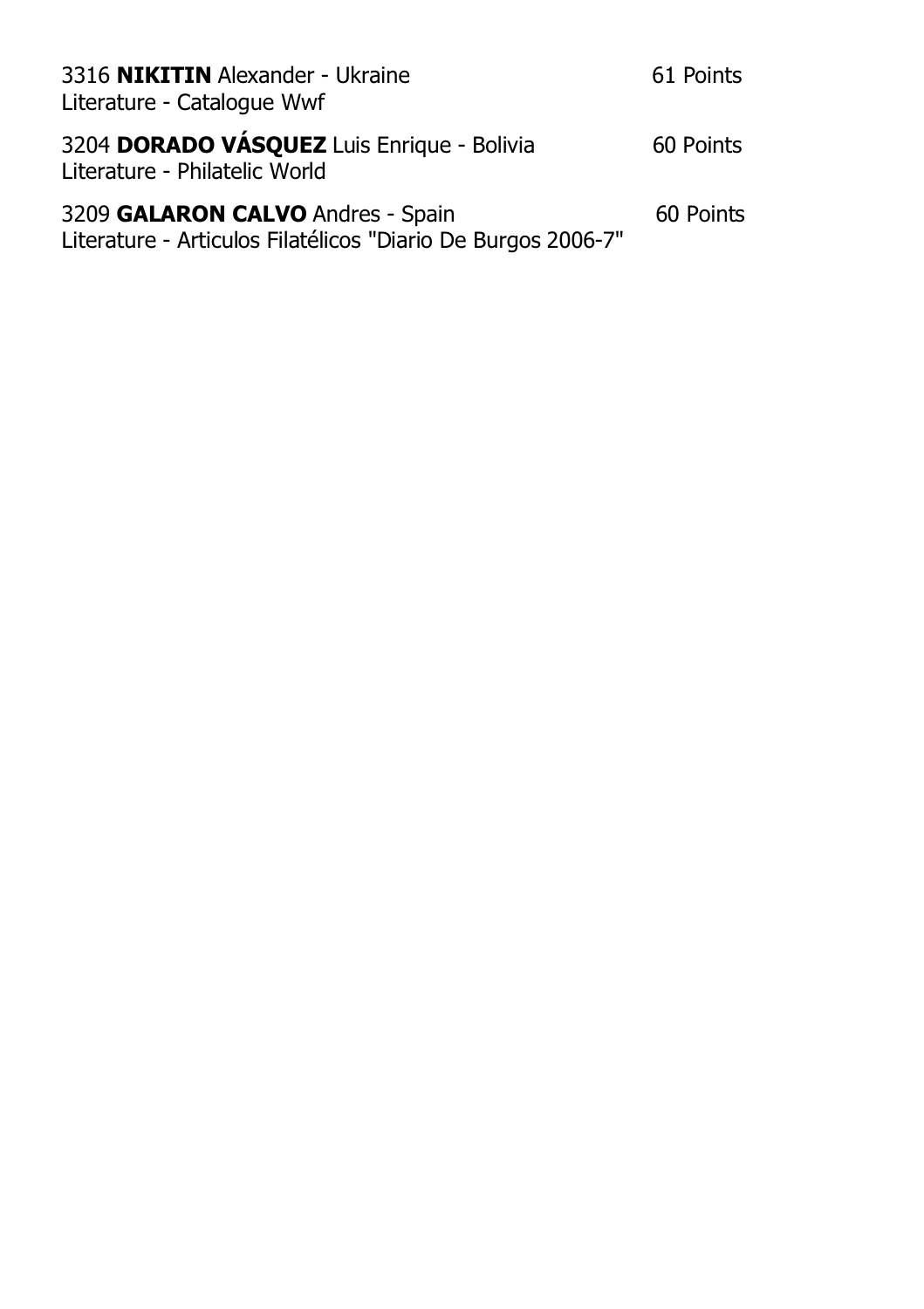3316 **NIKITIN** Alexander - Ukraine 61 Points
Literature - Catalogue Wwf

3204 **DORADO VÁSQUEZ** Luis Enrique - Bolivia 60 Points
Literature - Philatelic World

3209 **GALARON CALVO** Andres - Spain 60 Points
Literature - Articulos Filatélicos "Diario De Burgos 2006-7"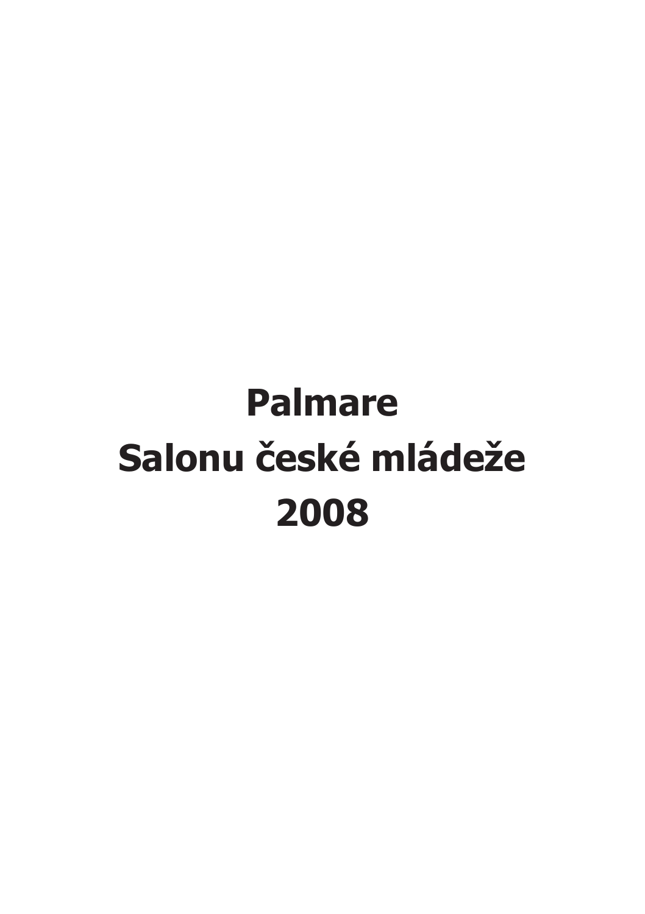# Palmare
# Salonu české mládeže
# 2008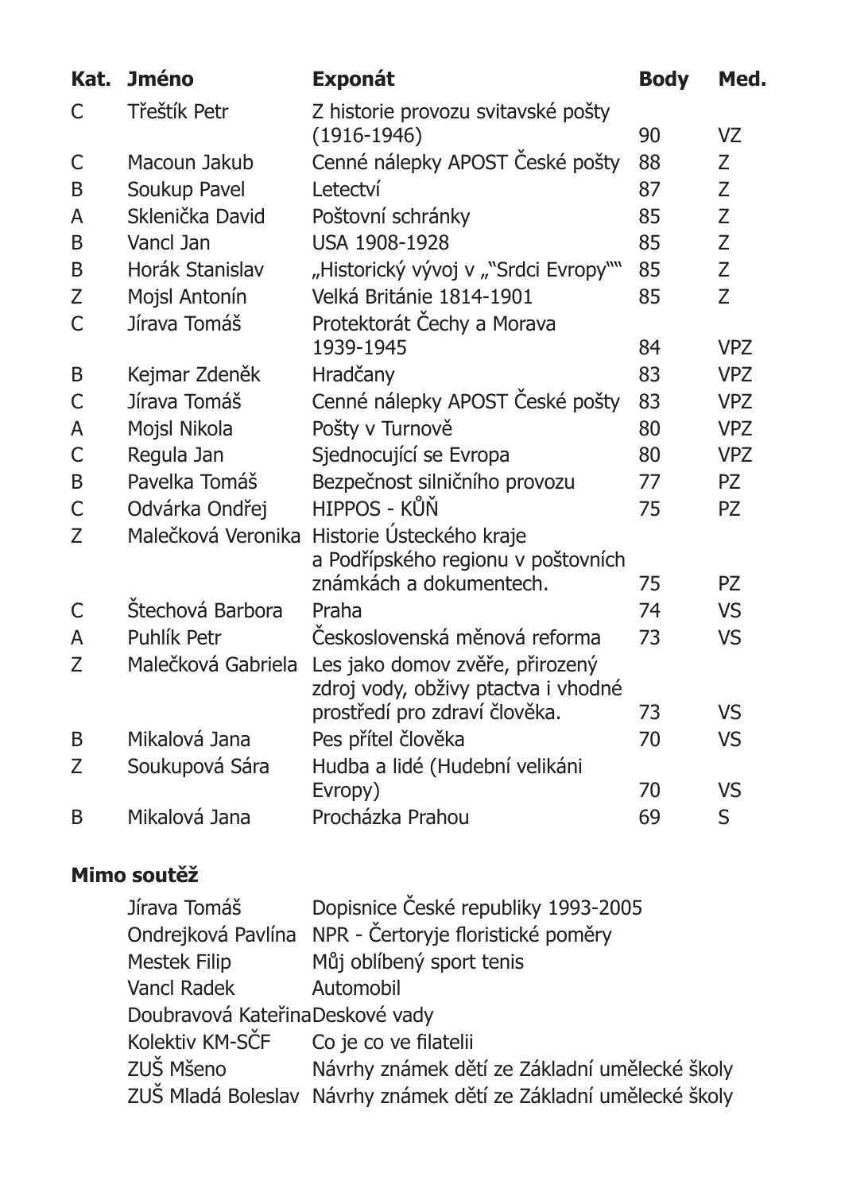| Kat. | Jméno | Exponát | Body | Med. |
|---|---|---|---|---|
| C | Třeštík Petr | Z historie provozu svitavské pošty (1916-1946) | 90 | VZ |
| C | Macoun Jakub | Cenné nálepky APOST České pošty | 88 | Z |
| B | Soukup Pavel | Letectví | 87 | Z |
| A | Sklenička David | Poštovní schránky | 85 | Z |
| B | Vancl Jan | USA 1908-1928 | 85 | Z |
| B | Horák Stanislav | „Historický vývoj v „"Srdci Evropy"" | 85 | Z |
| Z | Mojsl Antonín | Velká Británie 1814-1901 | 85 | Z |
| C | Jírava Tomáš | Protektorát Čechy a Morava 1939-1945 | 84 | VPZ |
| B | Kejmar Zdeněk | Hradčany | 83 | VPZ |
| C | Jírava Tomáš | Cenné nálepky APOST České pošty | 83 | VPZ |
| A | Mojsl Nikola | Pošty v Turnově | 80 | VPZ |
| C | Regula Jan | Sjednocující se Evropa | 80 | VPZ |
| B | Pavelka Tomáš | Bezpečnost silničního provozu | 77 | PZ |
| C | Odvárka Ondřej | HIPPOS - KŮŇ | 75 | PZ |
| Z | Malečková Veronika | Historie Ústeckého kraje a Podřípského regionu v poštovních známkách a dokumentech. | 75 | PZ |
| C | Štechová Barbora | Praha | 74 | VS |
| A | Puhlík Petr | Československá měnová reforma | 73 | VS |
| Z | Malečková Gabriela | Les jako domov zvěře, přirozený zdroj vody, obživy ptactva i vhodné prostředí pro zdraví člověka. | 73 | VS |
| B | Mikalová Jana | Pes přítel člověka | 70 | VS |
| Z | Soukupová Sára | Hudba a lidé (Hudební velikáni Evropy) | 70 | VS |
| B | Mikalová Jana | Procházka Prahou | 69 | S |

**Mimo soutěž**

| | |
|---|---|
| Jírava Tomáš | Dopisnice České republiky 1993-2005 |
| Ondrejková Pavlína | NPR - Čertoryje floristické poměry |
| Mestek Filip | Můj oblíbený sport tenis |
| Vancl Radek | Automobil |
| Doubravová Kateřina | Deskové vady |
| Kolektiv KM-SČF | Co je co ve filatelii |
| ZUŠ Mšeno | Návrhy známek dětí ze Základní umělecké školy |
| ZUŠ Mladá Boleslav | Návrhy známek dětí ze Základní umělecké školy |